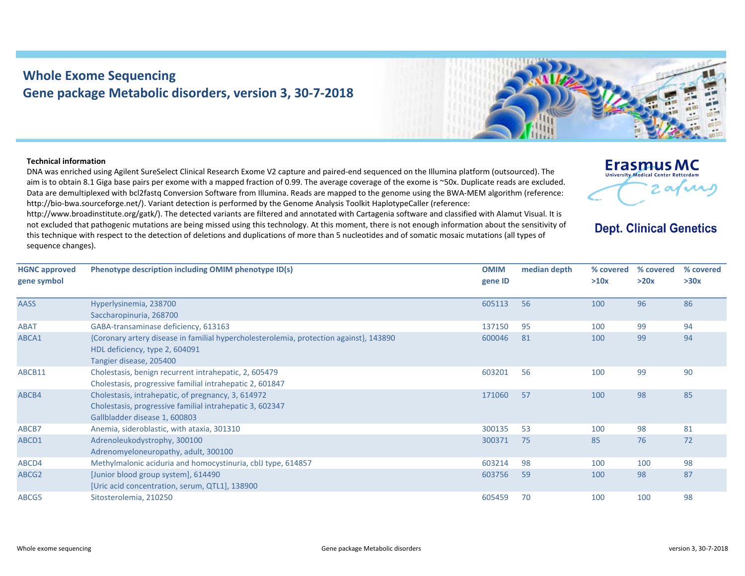# Whole Exome Sequencing
## Gene package Metabolic disorders, version 3, 30-7-2018

Erasmus MC
University Medical Center Rotterdam

**Dept. Clinical Genetics**

**Technical information**

DNA was enriched using Agilent SureSelect Clinical Research Exome V2 capture and paired-end sequenced on the Illumina platform (outsourced). The aim is to obtain 8.1 Giga base pairs per exome with a mapped fraction of 0.99. The average coverage of the exome is ~50x. Duplicate reads are excluded. Data are demultiplexed with bcl2fastq Conversion Software from Illumina. Reads are mapped to the genome using the BWA-MEM algorithm (reference: http://bio-bwa.sourceforge.net/). Variant detection is performed by the Genome Analysis Toolkit HaplotypeCaller (reference: http://www.broadinstitute.org/gatk/). The detected variants are filtered and annotated with Cartagenia software and classified with Alamut Visual. It is not excluded that pathogenic mutations are being missed using this technology. At this moment, there is not enough information about the sensitivity of this technique with respect to the detection of deletions and duplications of more than 5 nucleotides and of somatic mosaic mutations (all types of sequence changes).

| HGNC approved gene symbol | Phenotype description including OMIM phenotype ID(s) | OMIM gene ID | median depth | % covered >10x | % covered >20x | % covered >30x |
|---|---|---|---|---|---|---|
| AASS | Hyperlysinemia, 238700<br>Saccharopinuria, 268700 | 605113 | 56 | 100 | 96 | 86 |
| ABAT | GABA-transaminase deficiency, 613163 | 137150 | 95 | 100 | 99 | 94 |
| ABCA1 | {Coronary artery disease in familial hypercholesterolemia, protection against}, 143890<br>HDL deficiency, type 2, 604091<br>Tangier disease, 205400 | 600046 | 81 | 100 | 99 | 94 |
| ABCB11 | Cholestasis, benign recurrent intrahepatic, 2, 605479<br>Cholestasis, progressive familial intrahepatic 2, 601847 | 603201 | 56 | 100 | 99 | 90 |
| ABCB4 | Cholestasis, intrahepatic, of pregnancy, 3, 614972<br>Cholestasis, progressive familial intrahepatic 3, 602347<br>Gallbladder disease 1, 600803 | 171060 | 57 | 100 | 98 | 85 |
| ABCB7 | Anemia, sideroblastic, with ataxia, 301310 | 300135 | 53 | 100 | 98 | 81 |
| ABCD1 | Adrenoleukodystrophy, 300100<br>Adrenomyeloneuropathy, adult, 300100 | 300371 | 75 | 85 | 76 | 72 |
| ABCD4 | Methylmalonic aciduria and homocystinuria, cblJ type, 614857 | 603214 | 98 | 100 | 100 | 98 |
| ABCG2 | [Junior blood group system], 614490<br>[Uric acid concentration, serum, QTL1], 138900 | 603756 | 59 | 100 | 98 | 87 |
| ABCG5 | Sitosterolemia, 210250 | 605459 | 70 | 100 | 100 | 98 |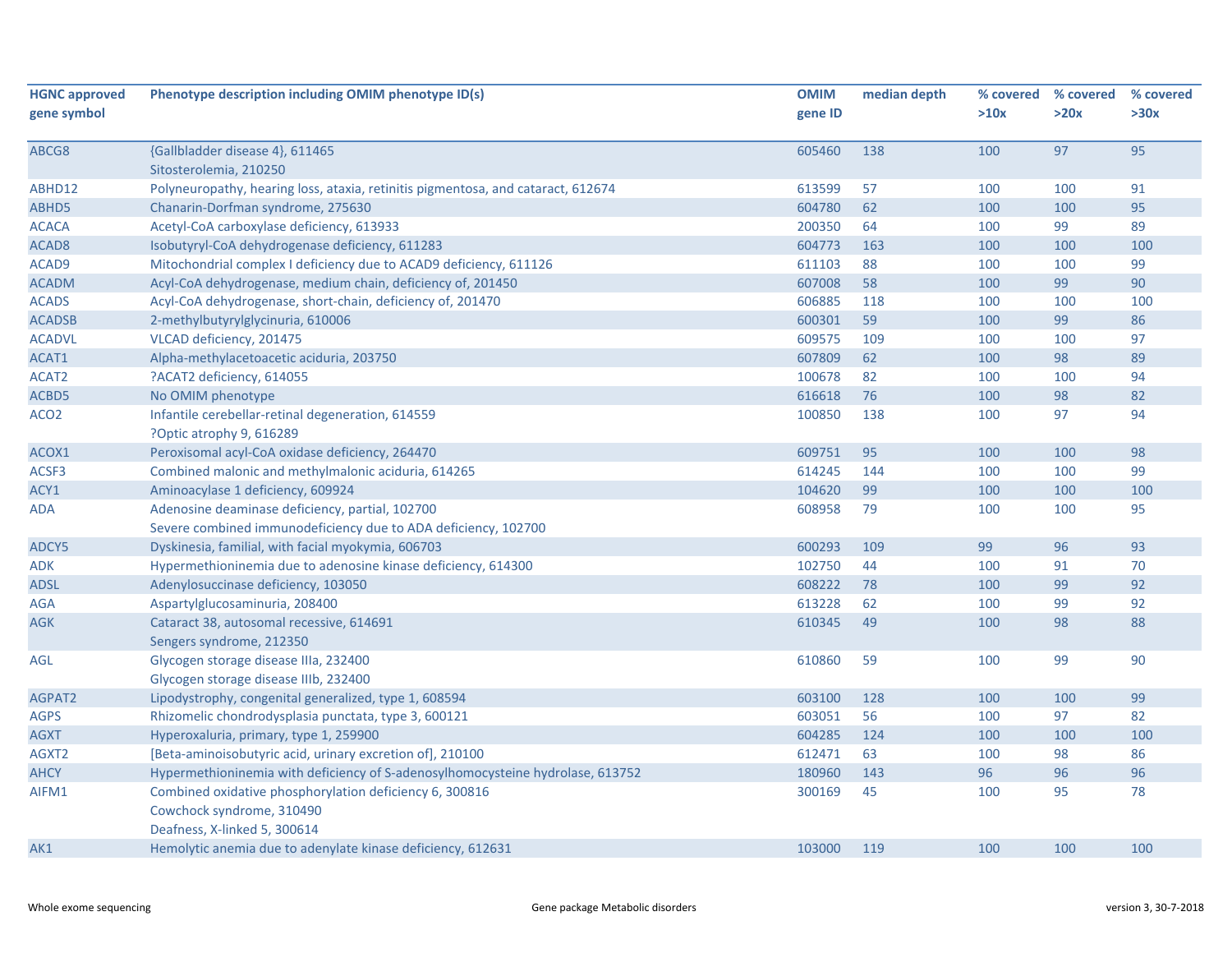| HGNC approved gene symbol | Phenotype description including OMIM phenotype ID(s) | OMIM gene ID | median depth | % covered >10x | % covered >20x | % covered >30x |
|---|---|---|---|---|---|---|
| ABCG8 | {Gallbladder disease 4}, 611465<br>Sitosterolemia, 210250 | 605460 | 138 | 100 | 97 | 95 |
| ABHD12 | Polyneuropathy, hearing loss, ataxia, retinitis pigmentosa, and cataract, 612674 | 613599 | 57 | 100 | 100 | 91 |
| ABHD5 | Chanarin-Dorfman syndrome, 275630 | 604780 | 62 | 100 | 100 | 95 |
| ACACA | Acetyl-CoA carboxylase deficiency, 613933 | 200350 | 64 | 100 | 99 | 89 |
| ACAD8 | Isobutyryl-CoA dehydrogenase deficiency, 611283 | 604773 | 163 | 100 | 100 | 100 |
| ACAD9 | Mitochondrial complex I deficiency due to ACAD9 deficiency, 611126 | 611103 | 88 | 100 | 100 | 99 |
| ACADM | Acyl-CoA dehydrogenase, medium chain, deficiency of, 201450 | 607008 | 58 | 100 | 99 | 90 |
| ACADS | Acyl-CoA dehydrogenase, short-chain, deficiency of, 201470 | 606885 | 118 | 100 | 100 | 100 |
| ACADSB | 2-methylbutyrylglycinuria, 610006 | 600301 | 59 | 100 | 99 | 86 |
| ACADVL | VLCAD deficiency, 201475 | 609575 | 109 | 100 | 100 | 97 |
| ACAT1 | Alpha-methylacetoacetic aciduria, 203750 | 607809 | 62 | 100 | 98 | 89 |
| ACAT2 | ?ACAT2 deficiency, 614055 | 100678 | 82 | 100 | 100 | 94 |
| ACBD5 | No OMIM phenotype | 616618 | 76 | 100 | 98 | 82 |
| ACO2 | Infantile cerebellar-retinal degeneration, 614559<br>?Optic atrophy 9, 616289 | 100850 | 138 | 100 | 97 | 94 |
| ACOX1 | Peroxisomal acyl-CoA oxidase deficiency, 264470 | 609751 | 95 | 100 | 100 | 98 |
| ACSF3 | Combined malonic and methylmalonic aciduria, 614265 | 614245 | 144 | 100 | 100 | 99 |
| ACY1 | Aminoacylase 1 deficiency, 609924 | 104620 | 99 | 100 | 100 | 100 |
| ADA | Adenosine deaminase deficiency, partial, 102700<br>Severe combined immunodeficiency due to ADA deficiency, 102700 | 608958 | 79 | 100 | 100 | 95 |
| ADCY5 | Dyskinesia, familial, with facial myokymia, 606703 | 600293 | 109 | 99 | 96 | 93 |
| ADK | Hypermethioninemia due to adenosine kinase deficiency, 614300 | 102750 | 44 | 100 | 91 | 70 |
| ADSL | Adenylosuccinase deficiency, 103050 | 608222 | 78 | 100 | 99 | 92 |
| AGA | Aspartylglucosaminuria, 208400 | 613228 | 62 | 100 | 99 | 92 |
| AGK | Cataract 38, autosomal recessive, 614691<br>Sengers syndrome, 212350 | 610345 | 49 | 100 | 98 | 88 |
| AGL | Glycogen storage disease IIIa, 232400<br>Glycogen storage disease IIIb, 232400 | 610860 | 59 | 100 | 99 | 90 |
| AGPAT2 | Lipodystrophy, congenital generalized, type 1, 608594 | 603100 | 128 | 100 | 100 | 99 |
| AGPS | Rhizomelic chondrodysplasia punctata, type 3, 600121 | 603051 | 56 | 100 | 97 | 82 |
| AGXT | Hyperoxaluria, primary, type 1, 259900 | 604285 | 124 | 100 | 100 | 100 |
| AGXT2 | [Beta-aminoisobutyric acid, urinary excretion of], 210100 | 612471 | 63 | 100 | 98 | 86 |
| AHCY | Hypermethioninemia with deficiency of S-adenosylhomocysteine hydrolase, 613752 | 180960 | 143 | 96 | 96 | 96 |
| AIFM1 | Combined oxidative phosphorylation deficiency 6, 300816<br>Cowchock syndrome, 310490<br>Deafness, X-linked 5, 300614 | 300169 | 45 | 100 | 95 | 78 |
| AK1 | Hemolytic anemia due to adenylate kinase deficiency, 612631 | 103000 | 119 | 100 | 100 | 100 |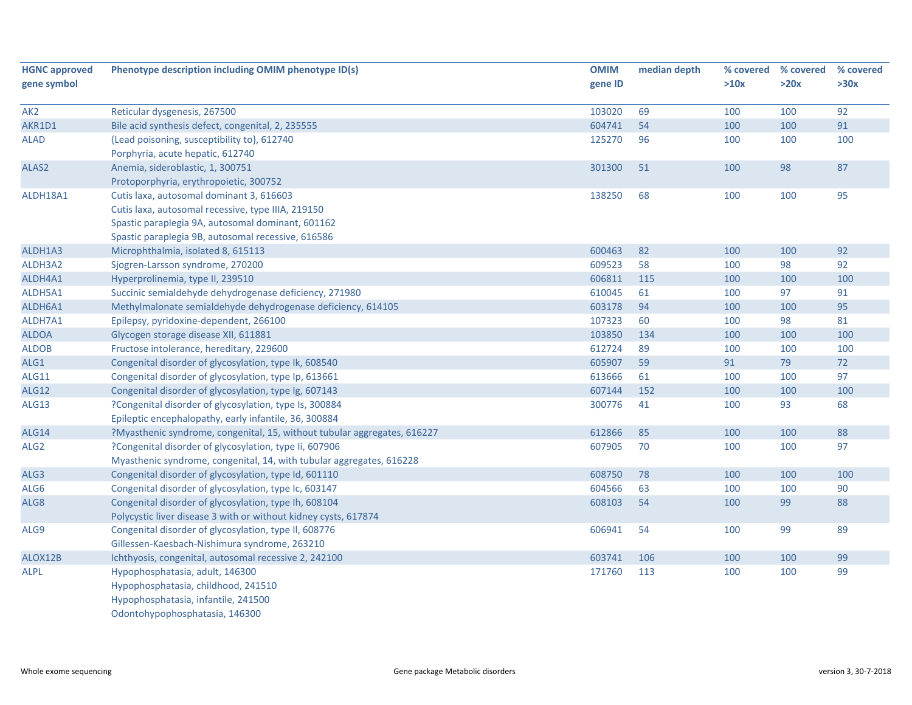| HGNC approved gene symbol | Phenotype description including OMIM phenotype ID(s) | OMIM gene ID | median depth | % covered >10x | % covered >20x | % covered >30x |
|---|---|---|---|---|---|---|
| AK2 | Reticular dysgenesis, 267500 | 103020 | 69 | 100 | 100 | 92 |
| AKR1D1 | Bile acid synthesis defect, congenital, 2, 235555 | 604741 | 54 | 100 | 100 | 91 |
| ALAD | {Lead poisoning, susceptibility to}, 612740<br>Porphyria, acute hepatic, 612740 | 125270 | 96 | 100 | 100 | 100 |
| ALAS2 | Anemia, sideroblastic, 1, 300751<br>Protoporphyria, erythropoietic, 300752 | 301300 | 51 | 100 | 98 | 87 |
| ALDH18A1 | Cutis laxa, autosomal dominant 3, 616603<br>Cutis laxa, autosomal recessive, type IIIA, 219150<br>Spastic paraplegia 9A, autosomal dominant, 601162<br>Spastic paraplegia 9B, autosomal recessive, 616586 | 138250 | 68 | 100 | 100 | 95 |
| ALDH1A3 | Microphthalmia, isolated 8, 615113 | 600463 | 82 | 100 | 100 | 92 |
| ALDH3A2 | Sjogren-Larsson syndrome, 270200 | 609523 | 58 | 100 | 98 | 92 |
| ALDH4A1 | Hyperprolinemia, type II, 239510 | 606811 | 115 | 100 | 100 | 100 |
| ALDH5A1 | Succinic semialdehyde dehydrogenase deficiency, 271980 | 610045 | 61 | 100 | 97 | 91 |
| ALDH6A1 | Methylmalonate semialdehyde dehydrogenase deficiency, 614105 | 603178 | 94 | 100 | 100 | 95 |
| ALDH7A1 | Epilepsy, pyridoxine-dependent, 266100 | 107323 | 60 | 100 | 98 | 81 |
| ALDOA | Glycogen storage disease XII, 611881 | 103850 | 134 | 100 | 100 | 100 |
| ALDOB | Fructose intolerance, hereditary, 229600 | 612724 | 89 | 100 | 100 | 100 |
| ALG1 | Congenital disorder of glycosylation, type Ik, 608540 | 605907 | 59 | 91 | 79 | 72 |
| ALG11 | Congenital disorder of glycosylation, type Ip, 613661 | 613666 | 61 | 100 | 100 | 97 |
| ALG12 | Congenital disorder of glycosylation, type Ig, 607143 | 607144 | 152 | 100 | 100 | 100 |
| ALG13 | ?Congenital disorder of glycosylation, type Is, 300884<br>Epileptic encephalopathy, early infantile, 36, 300884 | 300776 | 41 | 100 | 93 | 68 |
| ALG14 | ?Myasthenic syndrome, congenital, 15, without tubular aggregates, 616227 | 612866 | 85 | 100 | 100 | 88 |
| ALG2 | ?Congenital disorder of glycosylation, type Ii, 607906<br>Myasthenic syndrome, congenital, 14, with tubular aggregates, 616228 | 607905 | 70 | 100 | 100 | 97 |
| ALG3 | Congenital disorder of glycosylation, type Id, 601110 | 608750 | 78 | 100 | 100 | 100 |
| ALG6 | Congenital disorder of glycosylation, type Ic, 603147 | 604566 | 63 | 100 | 100 | 90 |
| ALG8 | Congenital disorder of glycosylation, type Ih, 608104<br>Polycystic liver disease 3 with or without kidney cysts, 617874 | 608103 | 54 | 100 | 99 | 88 |
| ALG9 | Congenital disorder of glycosylation, type Il, 608776<br>Gillessen-Kaesbach-Nishimura syndrome, 263210 | 606941 | 54 | 100 | 99 | 89 |
| ALOX12B | Ichthyosis, congenital, autosomal recessive 2, 242100 | 603741 | 106 | 100 | 100 | 99 |
| ALPL | Hypophosphatasia, adult, 146300<br>Hypophosphatasia, childhood, 241510<br>Hypophosphatasia, infantile, 241500<br>Odontohypophosphatasia, 146300 | 171760 | 113 | 100 | 100 | 99 |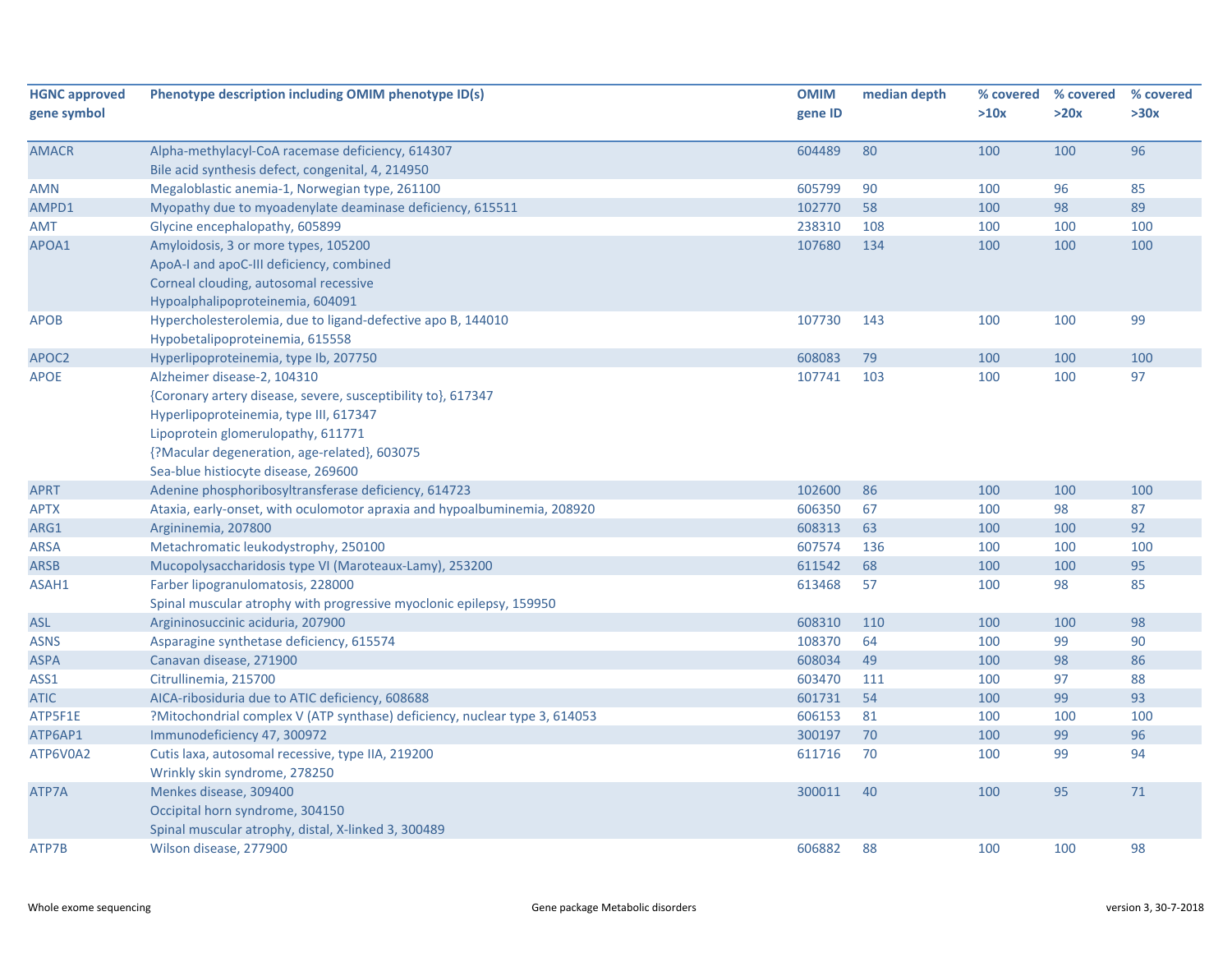| HGNC approved gene symbol | Phenotype description including OMIM phenotype ID(s) | OMIM gene ID | median depth | % covered >10x | % covered >20x | % covered >30x |
|---|---|---|---|---|---|---|
| AMACR | Alpha-methylacyl-CoA racemase deficiency, 614307<br>Bile acid synthesis defect, congenital, 4, 214950 | 604489 | 80 | 100 | 100 | 96 |
| AMN | Megaloblastic anemia-1, Norwegian type, 261100 | 605799 | 90 | 100 | 96 | 85 |
| AMPD1 | Myopathy due to myoadenylate deaminase deficiency, 615511 | 102770 | 58 | 100 | 98 | 89 |
| AMT | Glycine encephalopathy, 605899 | 238310 | 108 | 100 | 100 | 100 |
| APOA1 | Amyloidosis, 3 or more types, 105200<br>ApoA-I and apoC-III deficiency, combined<br>Corneal clouding, autosomal recessive<br>Hypoalphalipoproteinemia, 604091 | 107680 | 134 | 100 | 100 | 100 |
| APOB | Hypercholesterolemia, due to ligand-defective apo B, 144010<br>Hypobetalipoproteinemia, 615558 | 107730 | 143 | 100 | 100 | 99 |
| APOC2 | Hyperlipoproteinemia, type Ib, 207750 | 608083 | 79 | 100 | 100 | 100 |
| APOE | Alzheimer disease-2, 104310<br>{Coronary artery disease, severe, susceptibility to}, 617347<br>Hyperlipoproteinemia, type III, 617347<br>Lipoprotein glomerulopathy, 611771<br>{?Macular degeneration, age-related}, 603075<br>Sea-blue histiocyte disease, 269600 | 107741 | 103 | 100 | 100 | 97 |
| APRT | Adenine phosphoribosyltransferase deficiency, 614723 | 102600 | 86 | 100 | 100 | 100 |
| APTX | Ataxia, early-onset, with oculomotor apraxia and hypoalbuminemia, 208920 | 606350 | 67 | 100 | 98 | 87 |
| ARG1 | Argininemia, 207800 | 608313 | 63 | 100 | 100 | 92 |
| ARSA | Metachromatic leukodystrophy, 250100 | 607574 | 136 | 100 | 100 | 100 |
| ARSB | Mucopolysaccharidosis type VI (Maroteaux-Lamy), 253200 | 611542 | 68 | 100 | 100 | 95 |
| ASAH1 | Farber lipogranulomatosis, 228000<br>Spinal muscular atrophy with progressive myoclonic epilepsy, 159950 | 613468 | 57 | 100 | 98 | 85 |
| ASL | Argininosuccinic aciduria, 207900 | 608310 | 110 | 100 | 100 | 98 |
| ASNS | Asparagine synthetase deficiency, 615574 | 108370 | 64 | 100 | 99 | 90 |
| ASPA | Canavan disease, 271900 | 608034 | 49 | 100 | 98 | 86 |
| ASS1 | Citrullinemia, 215700 | 603470 | 111 | 100 | 97 | 88 |
| ATIC | AICA-ribosiduria due to ATIC deficiency, 608688 | 601731 | 54 | 100 | 99 | 93 |
| ATP5F1E | ?Mitochondrial complex V (ATP synthase) deficiency, nuclear type 3, 614053 | 606153 | 81 | 100 | 100 | 100 |
| ATP6AP1 | Immunodeficiency 47, 300972 | 300197 | 70 | 100 | 99 | 96 |
| ATP6V0A2 | Cutis laxa, autosomal recessive, type IIA, 219200<br>Wrinkly skin syndrome, 278250 | 611716 | 70 | 100 | 99 | 94 |
| ATP7A | Menkes disease, 309400<br>Occipital horn syndrome, 304150<br>Spinal muscular atrophy, distal, X-linked 3, 300489 | 300011 | 40 | 100 | 95 | 71 |
| ATP7B | Wilson disease, 277900 | 606882 | 88 | 100 | 100 | 98 |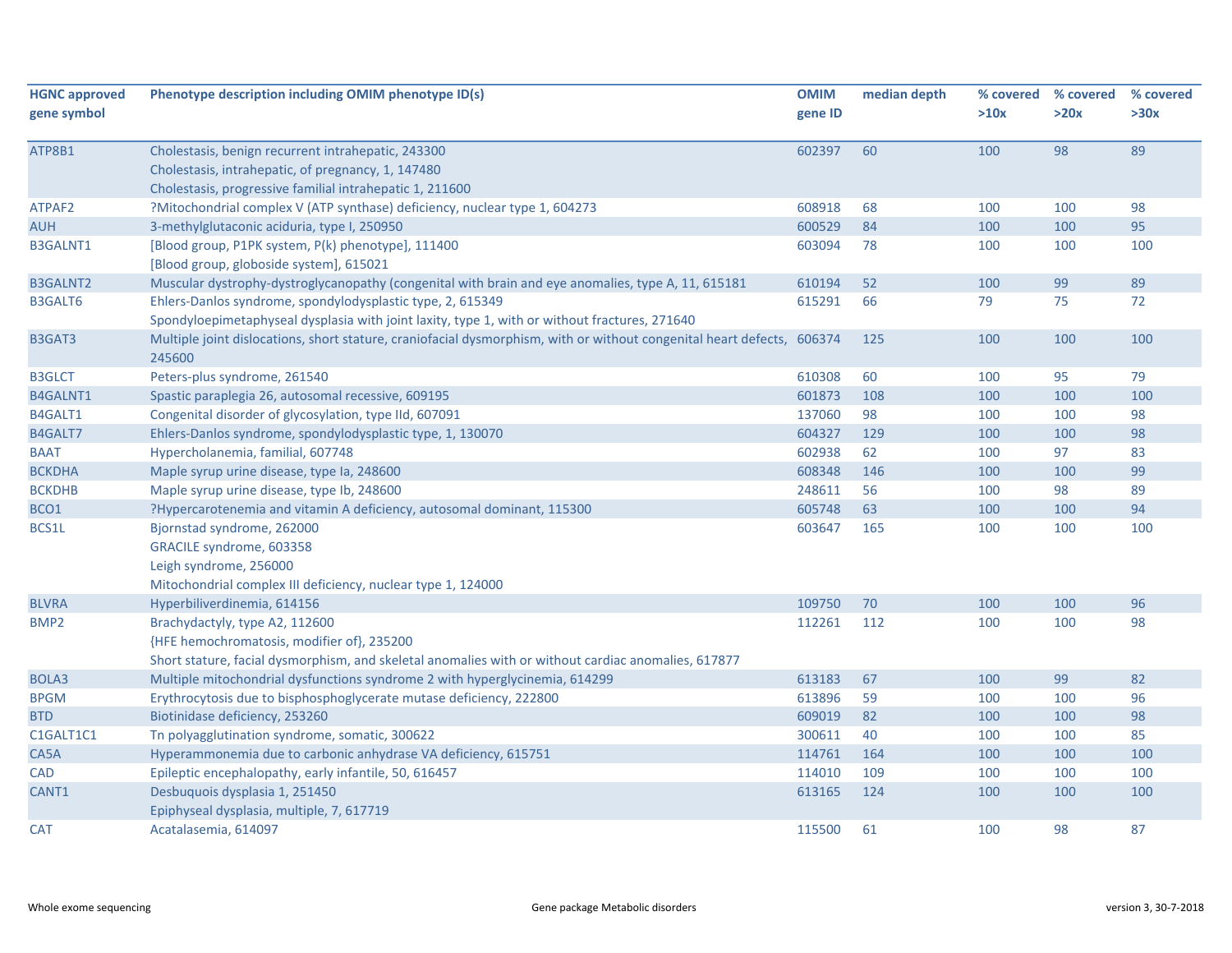| HGNC approved gene symbol | Phenotype description including OMIM phenotype ID(s) | OMIM gene ID | median depth | % covered >10x | % covered >20x | % covered >30x |
|---|---|---|---|---|---|---|
| ATP8B1 | Cholestasis, benign recurrent intrahepatic, 243300<br>Cholestasis, intrahepatic, of pregnancy, 1, 147480<br>Cholestasis, progressive familial intrahepatic 1, 211600 | 602397 | 60 | 100 | 98 | 89 |
| ATPAF2 | ?Mitochondrial complex V (ATP synthase) deficiency, nuclear type 1, 604273 | 608918 | 68 | 100 | 100 | 98 |
| AUH | 3-methylglutaconic aciduria, type I, 250950 | 600529 | 84 | 100 | 100 | 95 |
| B3GALNT1 | [Blood group, P1PK system, P(k) phenotype], 111400<br>[Blood group, globoside system], 615021 | 603094 | 78 | 100 | 100 | 100 |
| B3GALNT2 | Muscular dystrophy-dystroglycanopathy (congenital with brain and eye anomalies, type A, 11, 615181 | 610194 | 52 | 100 | 99 | 89 |
| B3GALT6 | Ehlers-Danlos syndrome, spondylodysplastic type, 2, 615349<br>Spondyloepimetaphyseal dysplasia with joint laxity, type 1, with or without fractures, 271640 | 615291 | 66 | 79 | 75 | 72 |
| B3GAT3 | Multiple joint dislocations, short stature, craniofacial dysmorphism, with or without congenital heart defects, 245600 | 606374 | 125 | 100 | 100 | 100 |
| B3GLCT | Peters-plus syndrome, 261540 | 610308 | 60 | 100 | 95 | 79 |
| B4GALNT1 | Spastic paraplegia 26, autosomal recessive, 609195 | 601873 | 108 | 100 | 100 | 100 |
| B4GALT1 | Congenital disorder of glycosylation, type IId, 607091 | 137060 | 98 | 100 | 100 | 98 |
| B4GALT7 | Ehlers-Danlos syndrome, spondylodysplastic type, 1, 130070 | 604327 | 129 | 100 | 100 | 98 |
| BAAT | Hypercholanemia, familial, 607748 | 602938 | 62 | 100 | 97 | 83 |
| BCKDHA | Maple syrup urine disease, type Ia, 248600 | 608348 | 146 | 100 | 100 | 99 |
| BCKDHB | Maple syrup urine disease, type Ib, 248600 | 248611 | 56 | 100 | 98 | 89 |
| BCO1 | ?Hypercarotenemia and vitamin A deficiency, autosomal dominant, 115300 | 605748 | 63 | 100 | 100 | 94 |
| BCS1L | Bjornstad syndrome, 262000<br>GRACILE syndrome, 603358<br>Leigh syndrome, 256000<br>Mitochondrial complex III deficiency, nuclear type 1, 124000 | 603647 | 165 | 100 | 100 | 100 |
| BLVRA | Hyperbiliverdinemia, 614156 | 109750 | 70 | 100 | 100 | 96 |
| BMP2 | Brachydactyly, type A2, 112600<br>{HFE hemochromatosis, modifier of}, 235200<br>Short stature, facial dysmorphism, and skeletal anomalies with or without cardiac anomalies, 617877 | 112261 | 112 | 100 | 100 | 98 |
| BOLA3 | Multiple mitochondrial dysfunctions syndrome 2 with hyperglycinemia, 614299 | 613183 | 67 | 100 | 99 | 82 |
| BPGM | Erythrocytosis due to bisphosphoglycerate mutase deficiency, 222800 | 613896 | 59 | 100 | 100 | 96 |
| BTD | Biotinidase deficiency, 253260 | 609019 | 82 | 100 | 100 | 98 |
| C1GALT1C1 | Tn polyagglutination syndrome, somatic, 300622 | 300611 | 40 | 100 | 100 | 85 |
| CA5A | Hyperammonemia due to carbonic anhydrase VA deficiency, 615751 | 114761 | 164 | 100 | 100 | 100 |
| CAD | Epileptic encephalopathy, early infantile, 50, 616457 | 114010 | 109 | 100 | 100 | 100 |
| CANT1 | Desbuquois dysplasia 1, 251450<br>Epiphyseal dysplasia, multiple, 7, 617719 | 613165 | 124 | 100 | 100 | 100 |
| CAT | Acatalasemia, 614097 | 115500 | 61 | 100 | 98 | 87 |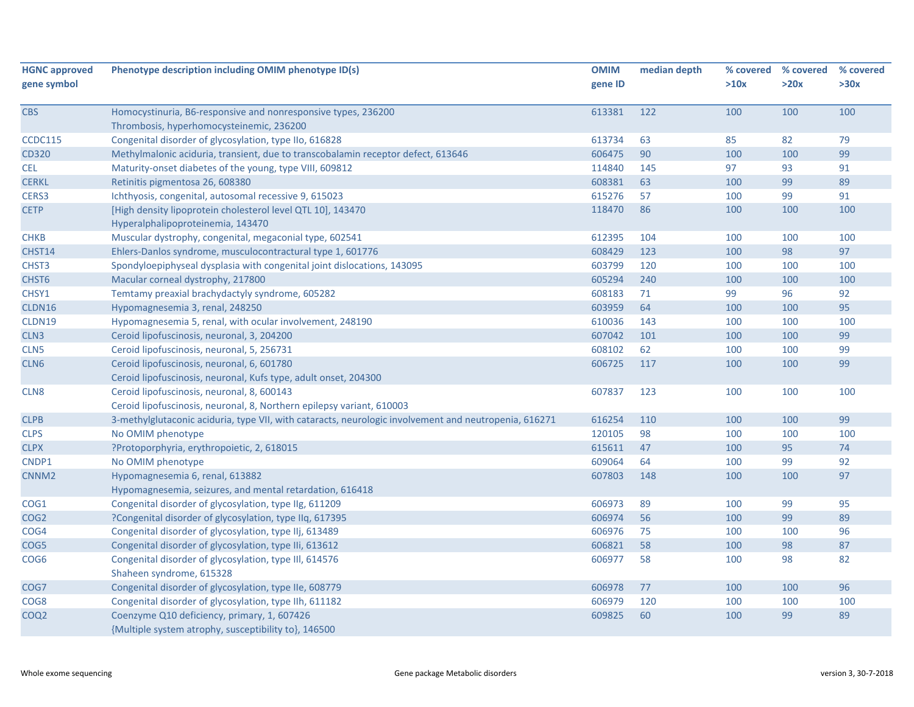| HGNC approved gene symbol | Phenotype description including OMIM phenotype ID(s) | OMIM gene ID | median depth | % covered >10x | % covered >20x | % covered >30x |
|---|---|---|---|---|---|---|
| CBS | Homocystinuria, B6-responsive and nonresponsive types, 236200<br>Thrombosis, hyperhomocysteinemic, 236200 | 613381 | 122 | 100 | 100 | 100 |
| CCDC115 | Congenital disorder of glycosylation, type IIo, 616828 | 613734 | 63 | 85 | 82 | 79 |
| CD320 | Methylmalonic aciduria, transient, due to transcobalamin receptor defect, 613646 | 606475 | 90 | 100 | 100 | 99 |
| CEL | Maturity-onset diabetes of the young, type VIII, 609812 | 114840 | 145 | 97 | 93 | 91 |
| CERKL | Retinitis pigmentosa 26, 608380 | 608381 | 63 | 100 | 99 | 89 |
| CERS3 | Ichthyosis, congenital, autosomal recessive 9, 615023 | 615276 | 57 | 100 | 99 | 91 |
| CETP | [High density lipoprotein cholesterol level QTL 10], 143470<br>Hyperalphalipoproteinemia, 143470 | 118470 | 86 | 100 | 100 | 100 |
| CHKB | Muscular dystrophy, congenital, megaconial type, 602541 | 612395 | 104 | 100 | 100 | 100 |
| CHST14 | Ehlers-Danlos syndrome, musculocontractural type 1, 601776 | 608429 | 123 | 100 | 98 | 97 |
| CHST3 | Spondyloepiphyseal dysplasia with congenital joint dislocations, 143095 | 603799 | 120 | 100 | 100 | 100 |
| CHST6 | Macular corneal dystrophy, 217800 | 605294 | 240 | 100 | 100 | 100 |
| CHSY1 | Temtamy preaxial brachydactyly syndrome, 605282 | 608183 | 71 | 99 | 96 | 92 |
| CLDN16 | Hypomagnesemia 3, renal, 248250 | 603959 | 64 | 100 | 100 | 95 |
| CLDN19 | Hypomagnesemia 5, renal, with ocular involvement, 248190 | 610036 | 143 | 100 | 100 | 100 |
| CLN3 | Ceroid lipofuscinosis, neuronal, 3, 204200 | 607042 | 101 | 100 | 100 | 99 |
| CLN5 | Ceroid lipofuscinosis, neuronal, 5, 256731 | 608102 | 62 | 100 | 100 | 99 |
| CLN6 | Ceroid lipofuscinosis, neuronal, 6, 601780<br>Ceroid lipofuscinosis, neuronal, Kufs type, adult onset, 204300 | 606725 | 117 | 100 | 100 | 99 |
| CLN8 | Ceroid lipofuscinosis, neuronal, 8, 600143<br>Ceroid lipofuscinosis, neuronal, 8, Northern epilepsy variant, 610003 | 607837 | 123 | 100 | 100 | 100 |
| CLPB | 3-methylglutaconic aciduria, type VII, with cataracts, neurologic involvement and neutropenia, 616271 | 616254 | 110 | 100 | 100 | 99 |
| CLPS | No OMIM phenotype | 120105 | 98 | 100 | 100 | 100 |
| CLPX | ?Protoporphyria, erythropoietic, 2, 618015 | 615611 | 47 | 100 | 95 | 74 |
| CNDP1 | No OMIM phenotype | 609064 | 64 | 100 | 99 | 92 |
| CNNM2 | Hypomagnesemia 6, renal, 613882<br>Hypomagnesemia, seizures, and mental retardation, 616418 | 607803 | 148 | 100 | 100 | 97 |
| COG1 | Congenital disorder of glycosylation, type IIg, 611209 | 606973 | 89 | 100 | 99 | 95 |
| COG2 | ?Congenital disorder of glycosylation, type IIq, 617395 | 606974 | 56 | 100 | 99 | 89 |
| COG4 | Congenital disorder of glycosylation, type IIj, 613489 | 606976 | 75 | 100 | 100 | 96 |
| COG5 | Congenital disorder of glycosylation, type IIi, 613612 | 606821 | 58 | 100 | 98 | 87 |
| COG6 | Congenital disorder of glycosylation, type III, 614576<br>Shaheen syndrome, 615328 | 606977 | 58 | 100 | 98 | 82 |
| COG7 | Congenital disorder of glycosylation, type IIe, 608779 | 606978 | 77 | 100 | 100 | 96 |
| COG8 | Congenital disorder of glycosylation, type IIh, 611182 | 606979 | 120 | 100 | 100 | 100 |
| COQ2 | Coenzyme Q10 deficiency, primary, 1, 607426<br>{Multiple system atrophy, susceptibility to}, 146500 | 609825 | 60 | 100 | 99 | 89 |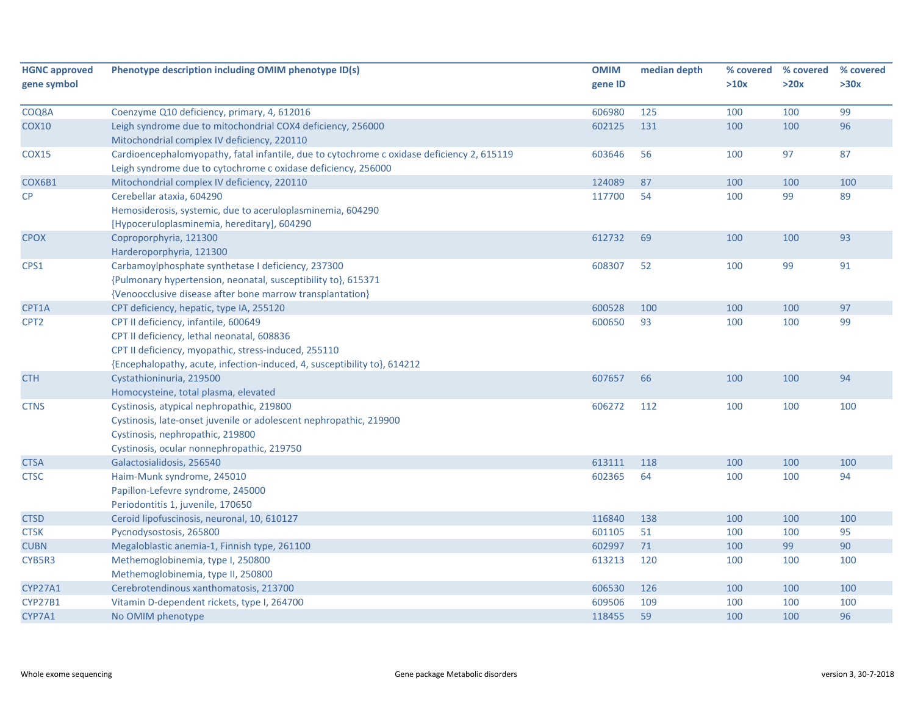| HGNC approved gene symbol | Phenotype description including OMIM phenotype ID(s) | OMIM gene ID | median depth | % covered >10x | % covered >20x | % covered >30x |
|---|---|---|---|---|---|---|
| COQ8A | Coenzyme Q10 deficiency, primary, 4, 612016 | 606980 | 125 | 100 | 100 | 99 |
| COX10 | Leigh syndrome due to mitochondrial COX4 deficiency, 256000<br>Mitochondrial complex IV deficiency, 220110 | 602125 | 131 | 100 | 100 | 96 |
| COX15 | Cardioencephalomyopathy, fatal infantile, due to cytochrome c oxidase deficiency 2, 615119<br>Leigh syndrome due to cytochrome c oxidase deficiency, 256000 | 603646 | 56 | 100 | 97 | 87 |
| COX6B1 | Mitochondrial complex IV deficiency, 220110 | 124089 | 87 | 100 | 100 | 100 |
| CP | Cerebellar ataxia, 604290<br>Hemosiderosis, systemic, due to aceruloplasminemia, 604290<br>[Hypoceruloplasminemia, hereditary], 604290 | 117700 | 54 | 100 | 99 | 89 |
| CPOX | Coproporphyria, 121300<br>Harderoporphyria, 121300 | 612732 | 69 | 100 | 100 | 93 |
| CPS1 | Carbamoylphosphate synthetase I deficiency, 237300<br>{Pulmonary hypertension, neonatal, susceptibility to}, 615371<br>{Venoocclusive disease after bone marrow transplantation} | 608307 | 52 | 100 | 99 | 91 |
| CPT1A | CPT deficiency, hepatic, type IA, 255120 | 600528 | 100 | 100 | 100 | 97 |
| CPT2 | CPT II deficiency, infantile, 600649<br>CPT II deficiency, lethal neonatal, 608836<br>CPT II deficiency, myopathic, stress-induced, 255110<br>{Encephalopathy, acute, infection-induced, 4, susceptibility to}, 614212 | 600650 | 93 | 100 | 100 | 99 |
| CTH | Cystathioninuria, 219500<br>Homocysteine, total plasma, elevated | 607657 | 66 | 100 | 100 | 94 |
| CTNS | Cystinosis, atypical nephropathic, 219800<br>Cystinosis, late-onset juvenile or adolescent nephropathic, 219900<br>Cystinosis, nephropathic, 219800<br>Cystinosis, ocular nonnephropathic, 219750 | 606272 | 112 | 100 | 100 | 100 |
| CTSA | Galactosialidosis, 256540 | 613111 | 118 | 100 | 100 | 100 |
| CTSC | Haim-Munk syndrome, 245010<br>Papillon-Lefevre syndrome, 245000<br>Periodontitis 1, juvenile, 170650 | 602365 | 64 | 100 | 100 | 94 |
| CTSD | Ceroid lipofuscinosis, neuronal, 10, 610127 | 116840 | 138 | 100 | 100 | 100 |
| CTSK | Pycnodysostosis, 265800 | 601105 | 51 | 100 | 100 | 95 |
| CUBN | Megaloblastic anemia-1, Finnish type, 261100 | 602997 | 71 | 100 | 99 | 90 |
| CYB5R3 | Methemoglobinemia, type I, 250800<br>Methemoglobinemia, type II, 250800 | 613213 | 120 | 100 | 100 | 100 |
| CYP27A1 | Cerebrotendinous xanthomatosis, 213700 | 606530 | 126 | 100 | 100 | 100 |
| CYP27B1 | Vitamin D-dependent rickets, type I, 264700 | 609506 | 109 | 100 | 100 | 100 |
| CYP7A1 | No OMIM phenotype | 118455 | 59 | 100 | 100 | 96 |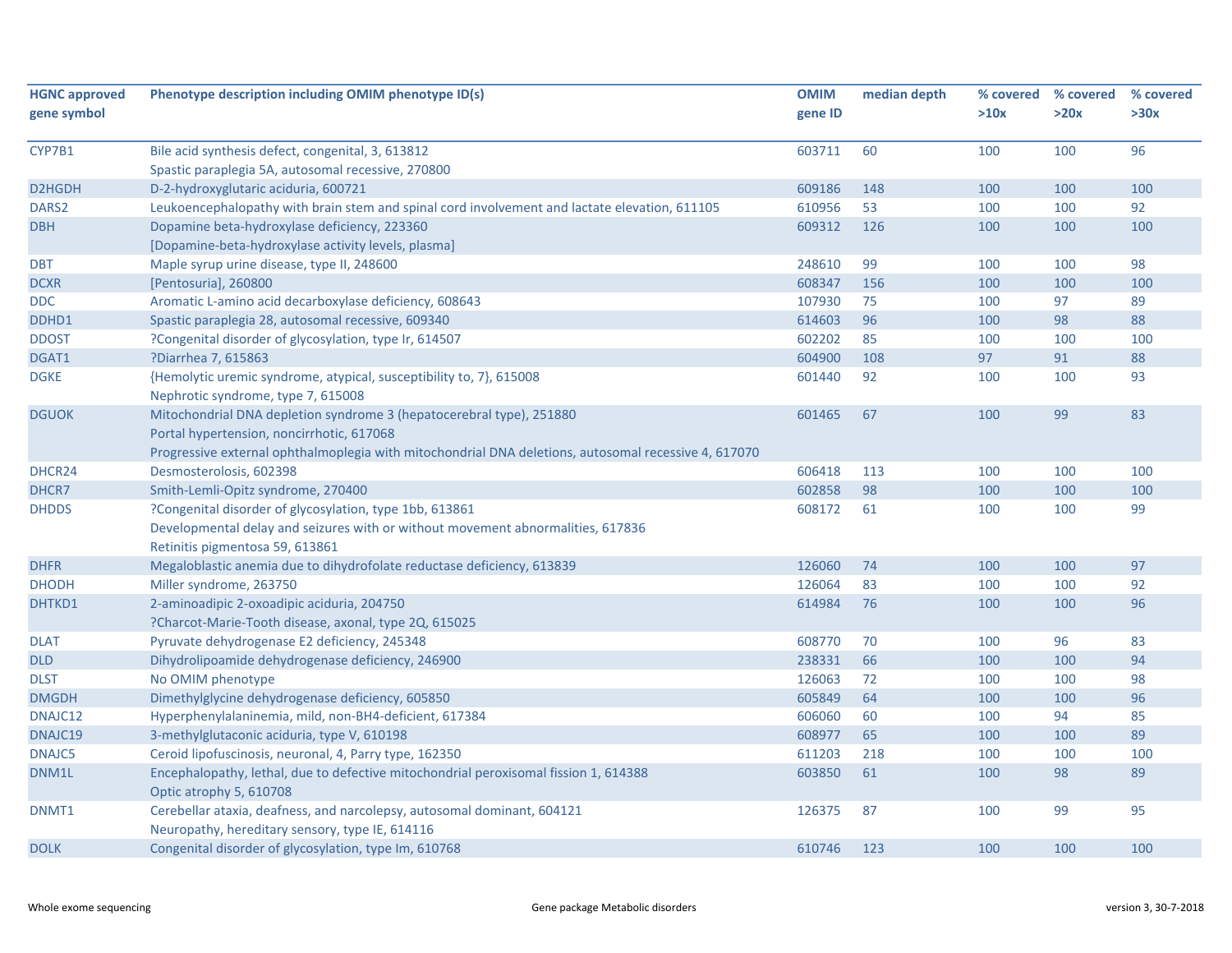| HGNC approved gene symbol | Phenotype description including OMIM phenotype ID(s) | OMIM gene ID | median depth | % covered >10x | % covered >20x | % covered >30x |
|---|---|---|---|---|---|---|
| CYP7B1 | Bile acid synthesis defect, congenital, 3, 613812<br>Spastic paraplegia 5A, autosomal recessive, 270800 | 603711 | 60 | 100 | 100 | 96 |
| D2HGDH | D-2-hydroxyglutaric aciduria, 600721 | 609186 | 148 | 100 | 100 | 100 |
| DARS2 | Leukoencephalopathy with brain stem and spinal cord involvement and lactate elevation, 611105 | 610956 | 53 | 100 | 100 | 92 |
| DBH | Dopamine beta-hydroxylase deficiency, 223360<br>[Dopamine-beta-hydroxylase activity levels, plasma] | 609312 | 126 | 100 | 100 | 100 |
| DBT | Maple syrup urine disease, type II, 248600 | 248610 | 99 | 100 | 100 | 98 |
| DCXR | [Pentosuria], 260800 | 608347 | 156 | 100 | 100 | 100 |
| DDC | Aromatic L-amino acid decarboxylase deficiency, 608643 | 107930 | 75 | 100 | 97 | 89 |
| DDHD1 | Spastic paraplegia 28, autosomal recessive, 609340 | 614603 | 96 | 100 | 98 | 88 |
| DDOST | ?Congenital disorder of glycosylation, type Ir, 614507 | 602202 | 85 | 100 | 100 | 100 |
| DGAT1 | ?Diarrhea 7, 615863 | 604900 | 108 | 97 | 91 | 88 |
| DGKE | {Hemolytic uremic syndrome, atypical, susceptibility to, 7}, 615008<br>Nephrotic syndrome, type 7, 615008 | 601440 | 92 | 100 | 100 | 93 |
| DGUOK | Mitochondrial DNA depletion syndrome 3 (hepatocerebral type), 251880<br>Portal hypertension, noncirrhotic, 617068<br>Progressive external ophthalmoplegia with mitochondrial DNA deletions, autosomal recessive 4, 617070 | 601465 | 67 | 100 | 99 | 83 |
| DHCR24 | Desmosterolosis, 602398 | 606418 | 113 | 100 | 100 | 100 |
| DHCR7 | Smith-Lemli-Opitz syndrome, 270400 | 602858 | 98 | 100 | 100 | 100 |
| DHDDS | ?Congenital disorder of glycosylation, type 1bb, 613861<br>Developmental delay and seizures with or without movement abnormalities, 617836<br>Retinitis pigmentosa 59, 613861 | 608172 | 61 | 100 | 100 | 99 |
| DHFR | Megaloblastic anemia due to dihydrofolate reductase deficiency, 613839 | 126060 | 74 | 100 | 100 | 97 |
| DHODH | Miller syndrome, 263750 | 126064 | 83 | 100 | 100 | 92 |
| DHTKD1 | 2-aminoadipic 2-oxoadipic aciduria, 204750<br>?Charcot-Marie-Tooth disease, axonal, type 2Q, 615025 | 614984 | 76 | 100 | 100 | 96 |
| DLAT | Pyruvate dehydrogenase E2 deficiency, 245348 | 608770 | 70 | 100 | 96 | 83 |
| DLD | Dihydrolipoamide dehydrogenase deficiency, 246900 | 238331 | 66 | 100 | 100 | 94 |
| DLST | No OMIM phenotype | 126063 | 72 | 100 | 100 | 98 |
| DMGDH | Dimethylglycine dehydrogenase deficiency, 605850 | 605849 | 64 | 100 | 100 | 96 |
| DNAJC12 | Hyperphenylalaninemia, mild, non-BH4-deficient, 617384 | 606060 | 60 | 100 | 94 | 85 |
| DNAJC19 | 3-methylglutaconic aciduria, type V, 610198 | 608977 | 65 | 100 | 100 | 89 |
| DNAJC5 | Ceroid lipofuscinosis, neuronal, 4, Parry type, 162350 | 611203 | 218 | 100 | 100 | 100 |
| DNM1L | Encephalopathy, lethal, due to defective mitochondrial peroxisomal fission 1, 614388<br>Optic atrophy 5, 610708 | 603850 | 61 | 100 | 98 | 89 |
| DNMT1 | Cerebellar ataxia, deafness, and narcolepsy, autosomal dominant, 604121<br>Neuropathy, hereditary sensory, type IE, 614116 | 126375 | 87 | 100 | 99 | 95 |
| DOLK | Congenital disorder of glycosylation, type Im, 610768 | 610746 | 123 | 100 | 100 | 100 |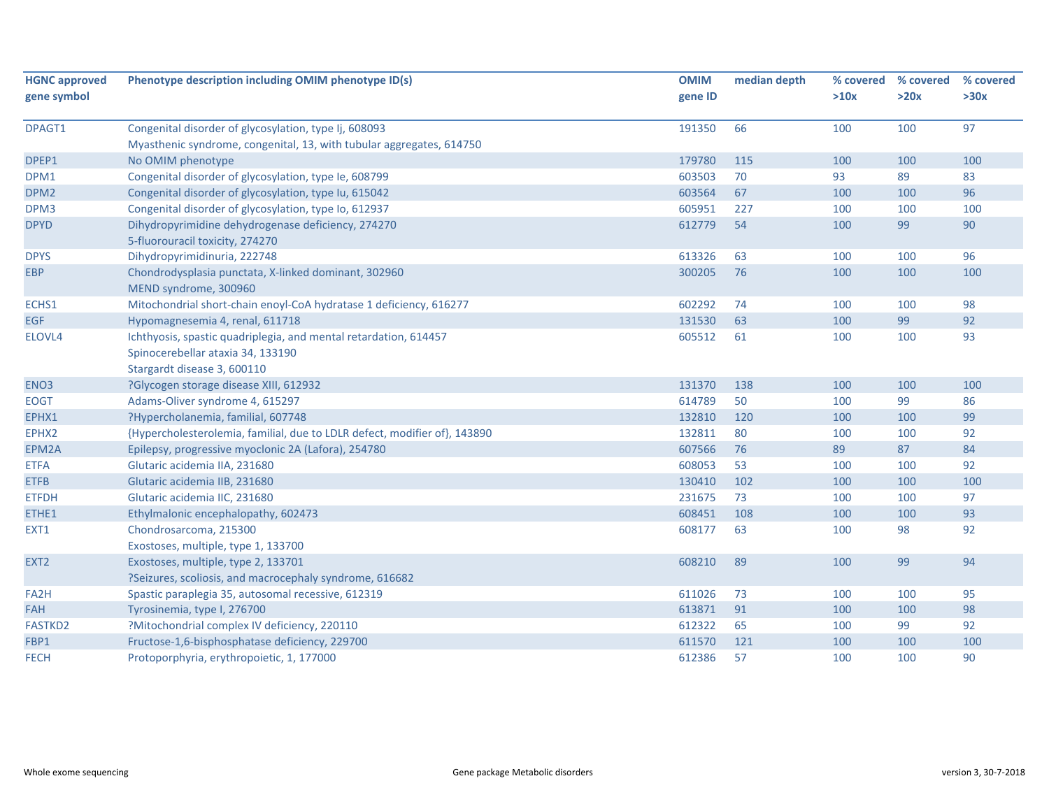| HGNC approved gene symbol | Phenotype description including OMIM phenotype ID(s) | OMIM gene ID | median depth | % covered >10x | % covered >20x | % covered >30x |
|---|---|---|---|---|---|---|
| DPAGT1 | Congenital disorder of glycosylation, type Ij, 608093<br>Myasthenic syndrome, congenital, 13, with tubular aggregates, 614750 | 191350 | 66 | 100 | 100 | 97 |
| DPEP1 | No OMIM phenotype | 179780 | 115 | 100 | 100 | 100 |
| DPM1 | Congenital disorder of glycosylation, type Ie, 608799 | 603503 | 70 | 93 | 89 | 83 |
| DPM2 | Congenital disorder of glycosylation, type Iu, 615042 | 603564 | 67 | 100 | 100 | 96 |
| DPM3 | Congenital disorder of glycosylation, type Io, 612937 | 605951 | 227 | 100 | 100 | 100 |
| DPYD | Dihydropyrimidine dehydrogenase deficiency, 274270<br>5-fluorouracil toxicity, 274270 | 612779 | 54 | 100 | 99 | 90 |
| DPYS | Dihydropyrimidinuria, 222748 | 613326 | 63 | 100 | 100 | 96 |
| EBP | Chondrodysplasia punctata, X-linked dominant, 302960<br>MEND syndrome, 300960 | 300205 | 76 | 100 | 100 | 100 |
| ECHS1 | Mitochondrial short-chain enoyl-CoA hydratase 1 deficiency, 616277 | 602292 | 74 | 100 | 100 | 98 |
| EGF | Hypomagnesemia 4, renal, 611718 | 131530 | 63 | 100 | 99 | 92 |
| ELOVL4 | Ichthyosis, spastic quadriplegia, and mental retardation, 614457<br>Spinocerebellar ataxia 34, 133190<br>Stargardt disease 3, 600110 | 605512 | 61 | 100 | 100 | 93 |
| ENO3 | ?Glycogen storage disease XIII, 612932 | 131370 | 138 | 100 | 100 | 100 |
| EOGT | Adams-Oliver syndrome 4, 615297 | 614789 | 50 | 100 | 99 | 86 |
| EPHX1 | ?Hypercholanemia, familial, 607748 | 132810 | 120 | 100 | 100 | 99 |
| EPHX2 | {Hypercholesterolemia, familial, due to LDLR defect, modifier of}, 143890 | 132811 | 80 | 100 | 100 | 92 |
| EPM2A | Epilepsy, progressive myoclonic 2A (Lafora), 254780 | 607566 | 76 | 89 | 87 | 84 |
| ETFA | Glutaric acidemia IIA, 231680 | 608053 | 53 | 100 | 100 | 92 |
| ETFB | Glutaric acidemia IIB, 231680 | 130410 | 102 | 100 | 100 | 100 |
| ETFDH | Glutaric acidemia IIC, 231680 | 231675 | 73 | 100 | 100 | 97 |
| ETHE1 | Ethylmalonic encephalopathy, 602473 | 608451 | 108 | 100 | 100 | 93 |
| EXT1 | Chondrosarcoma, 215300<br>Exostoses, multiple, type 1, 133700 | 608177 | 63 | 100 | 98 | 92 |
| EXT2 | Exostoses, multiple, type 2, 133701<br>?Seizures, scoliosis, and macrocephaly syndrome, 616682 | 608210 | 89 | 100 | 99 | 94 |
| FA2H | Spastic paraplegia 35, autosomal recessive, 612319 | 611026 | 73 | 100 | 100 | 95 |
| FAH | Tyrosinemia, type I, 276700 | 613871 | 91 | 100 | 100 | 98 |
| FASTKD2 | ?Mitochondrial complex IV deficiency, 220110 | 612322 | 65 | 100 | 99 | 92 |
| FBP1 | Fructose-1,6-bisphosphatase deficiency, 229700 | 611570 | 121 | 100 | 100 | 100 |
| FECH | Protoporphyria, erythropoietic, 1, 177000 | 612386 | 57 | 100 | 100 | 90 |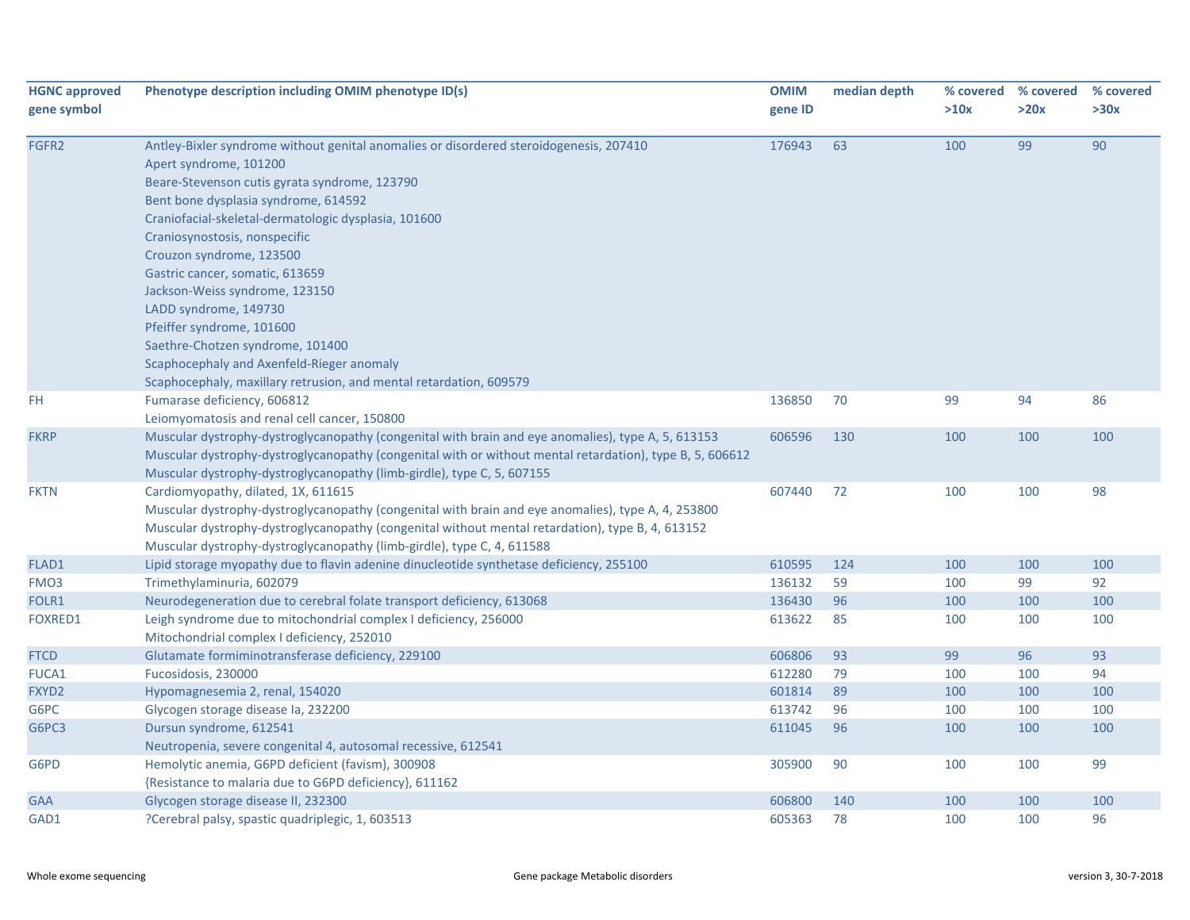| HGNC approved gene symbol | Phenotype description including OMIM phenotype ID(s) | OMIM gene ID | median depth | % covered >10x | % covered >20x | % covered >30x |
|---|---|---|---|---|---|---|
| FGFR2 | Antley-Bixler syndrome without genital anomalies or disordered steroidogenesis, 207410<br>Apert syndrome, 101200<br>Beare-Stevenson cutis gyrata syndrome, 123790<br>Bent bone dysplasia syndrome, 614592<br>Craniofacial-skeletal-dermatologic dysplasia, 101600<br>Craniosynostosis, nonspecific<br>Crouzon syndrome, 123500<br>Gastric cancer, somatic, 613659<br>Jackson-Weiss syndrome, 123150<br>LADD syndrome, 149730<br>Pfeiffer syndrome, 101600<br>Saethre-Chotzen syndrome, 101400<br>Scaphocephaly and Axenfeld-Rieger anomaly<br>Scaphocephaly, maxillary retrusion, and mental retardation, 609579 | 176943 | 63 | 100 | 99 | 90 |
| FH | Fumarase deficiency, 606812<br>Leiomyomatosis and renal cell cancer, 150800 | 136850 | 70 | 99 | 94 | 86 |
| FKRP | Muscular dystrophy-dystroglycanopathy (congenital with brain and eye anomalies), type A, 5, 613153<br>Muscular dystrophy-dystroglycanopathy (congenital with or without mental retardation), type B, 5, 606612<br>Muscular dystrophy-dystroglycanopathy (limb-girdle), type C, 5, 607155 | 606596 | 130 | 100 | 100 | 100 |
| FKTN | Cardiomyopathy, dilated, 1X, 611615<br>Muscular dystrophy-dystroglycanopathy (congenital with brain and eye anomalies), type A, 4, 253800<br>Muscular dystrophy-dystroglycanopathy (congenital without mental retardation), type B, 4, 613152<br>Muscular dystrophy-dystroglycanopathy (limb-girdle), type C, 4, 611588 | 607440 | 72 | 100 | 100 | 98 |
| FLAD1 | Lipid storage myopathy due to flavin adenine dinucleotide synthetase deficiency, 255100 | 610595 | 124 | 100 | 100 | 100 |
| FMO3 | Trimethylaminuria, 602079 | 136132 | 59 | 100 | 99 | 92 |
| FOLR1 | Neurodegeneration due to cerebral folate transport deficiency, 613068 | 136430 | 96 | 100 | 100 | 100 |
| FOXRED1 | Leigh syndrome due to mitochondrial complex I deficiency, 256000<br>Mitochondrial complex I deficiency, 252010 | 613622 | 85 | 100 | 100 | 100 |
| FTCD | Glutamate formiminotransferase deficiency, 229100 | 606806 | 93 | 99 | 96 | 93 |
| FUCA1 | Fucosidosis, 230000 | 612280 | 79 | 100 | 100 | 94 |
| FXYD2 | Hypomagnesemia 2, renal, 154020 | 601814 | 89 | 100 | 100 | 100 |
| G6PC | Glycogen storage disease Ia, 232200 | 613742 | 96 | 100 | 100 | 100 |
| G6PC3 | Dursun syndrome, 612541<br>Neutropenia, severe congenital 4, autosomal recessive, 612541 | 611045 | 96 | 100 | 100 | 100 |
| G6PD | Hemolytic anemia, G6PD deficient (favism), 300908<br>{Resistance to malaria due to G6PD deficiency}, 611162 | 305900 | 90 | 100 | 100 | 99 |
| GAA | Glycogen storage disease II, 232300 | 606800 | 140 | 100 | 100 | 100 |
| GAD1 | ?Cerebral palsy, spastic quadriplegic, 1, 603513 | 605363 | 78 | 100 | 100 | 96 |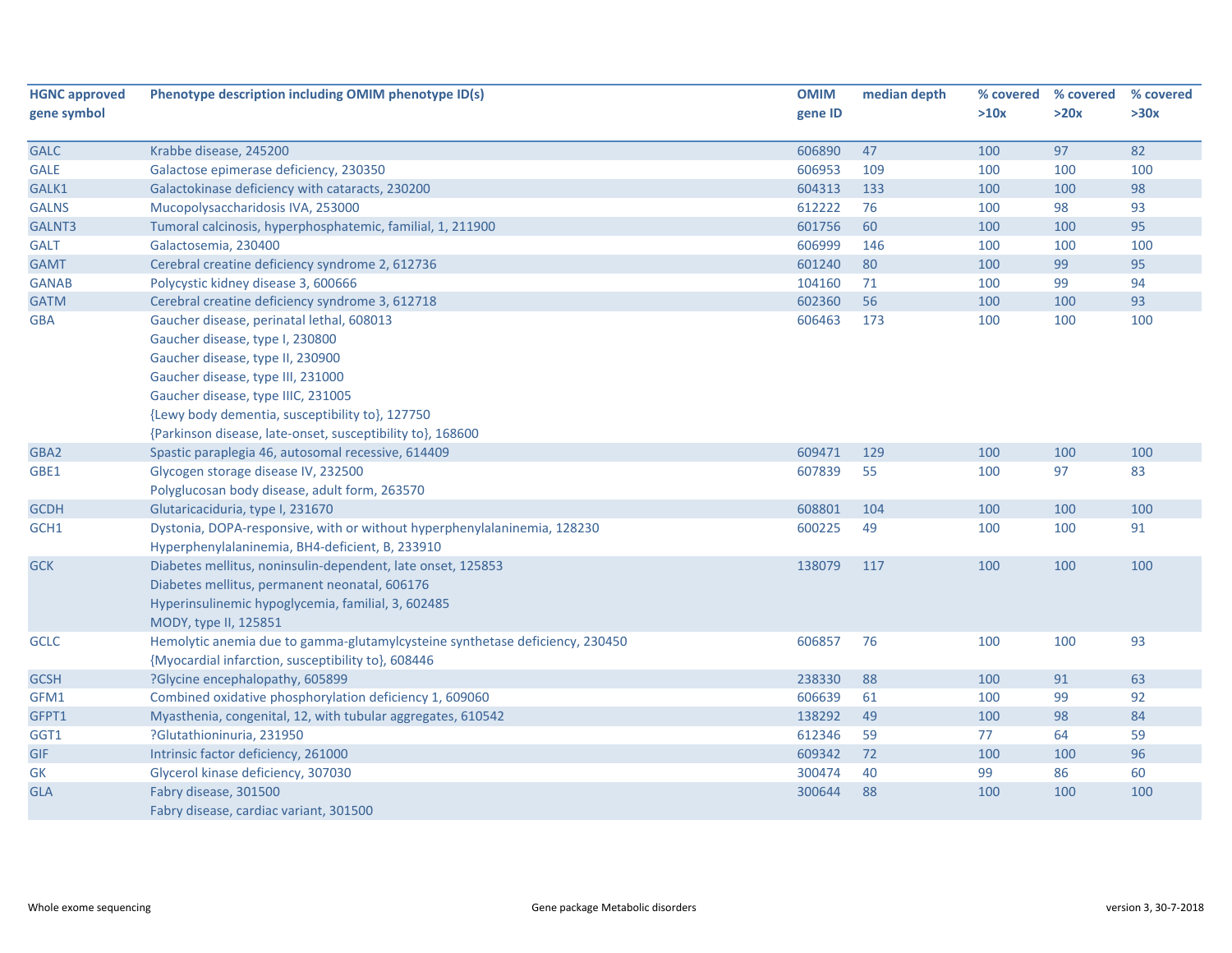| HGNC approved gene symbol | Phenotype description including OMIM phenotype ID(s) | OMIM gene ID | median depth | % covered >10x | % covered >20x | % covered >30x |
|---|---|---|---|---|---|---|
| GALC | Krabbe disease, 245200 | 606890 | 47 | 100 | 97 | 82 |
| GALE | Galactose epimerase deficiency, 230350 | 606953 | 109 | 100 | 100 | 100 |
| GALK1 | Galactokinase deficiency with cataracts, 230200 | 604313 | 133 | 100 | 100 | 98 |
| GALNS | Mucopolysaccharidosis IVA, 253000 | 612222 | 76 | 100 | 98 | 93 |
| GALNT3 | Tumoral calcinosis, hyperphosphatemic, familial, 1, 211900 | 601756 | 60 | 100 | 100 | 95 |
| GALT | Galactosemia, 230400 | 606999 | 146 | 100 | 100 | 100 |
| GAMT | Cerebral creatine deficiency syndrome 2, 612736 | 601240 | 80 | 100 | 99 | 95 |
| GANAB | Polycystic kidney disease 3, 600666 | 104160 | 71 | 100 | 99 | 94 |
| GATM | Cerebral creatine deficiency syndrome 3, 612718 | 602360 | 56 | 100 | 100 | 93 |
| GBA | Gaucher disease, perinatal lethal, 608013<br>Gaucher disease, type I, 230800<br>Gaucher disease, type II, 230900<br>Gaucher disease, type III, 231000<br>Gaucher disease, type IIIC, 231005<br>{Lewy body dementia, susceptibility to}, 127750<br>{Parkinson disease, late-onset, susceptibility to}, 168600 | 606463 | 173 | 100 | 100 | 100 |
| GBA2 | Spastic paraplegia 46, autosomal recessive, 614409 | 609471 | 129 | 100 | 100 | 100 |
| GBE1 | Glycogen storage disease IV, 232500<br>Polyglucosan body disease, adult form, 263570 | 607839 | 55 | 100 | 97 | 83 |
| GCDH | Glutaricaciduria, type I, 231670 | 608801 | 104 | 100 | 100 | 100 |
| GCH1 | Dystonia, DOPA-responsive, with or without hyperphenylalaninemia, 128230<br>Hyperphenylalaninemia, BH4-deficient, B, 233910 | 600225 | 49 | 100 | 100 | 91 |
| GCK | Diabetes mellitus, noninsulin-dependent, late onset, 125853<br>Diabetes mellitus, permanent neonatal, 606176<br>Hyperinsulinemic hypoglycemia, familial, 3, 602485<br>MODY, type II, 125851 | 138079 | 117 | 100 | 100 | 100 |
| GCLC | Hemolytic anemia due to gamma-glutamylcysteine synthetase deficiency, 230450<br>{Myocardial infarction, susceptibility to}, 608446 | 606857 | 76 | 100 | 100 | 93 |
| GCSH | ?Glycine encephalopathy, 605899 | 238330 | 88 | 100 | 91 | 63 |
| GFM1 | Combined oxidative phosphorylation deficiency 1, 609060 | 606639 | 61 | 100 | 99 | 92 |
| GFPT1 | Myasthenia, congenital, 12, with tubular aggregates, 610542 | 138292 | 49 | 100 | 98 | 84 |
| GGT1 | ?Glutathioninuria, 231950 | 612346 | 59 | 77 | 64 | 59 |
| GIF | Intrinsic factor deficiency, 261000 | 609342 | 72 | 100 | 100 | 96 |
| GK | Glycerol kinase deficiency, 307030 | 300474 | 40 | 99 | 86 | 60 |
| GLA | Fabry disease, 301500<br>Fabry disease, cardiac variant, 301500 | 300644 | 88 | 100 | 100 | 100 |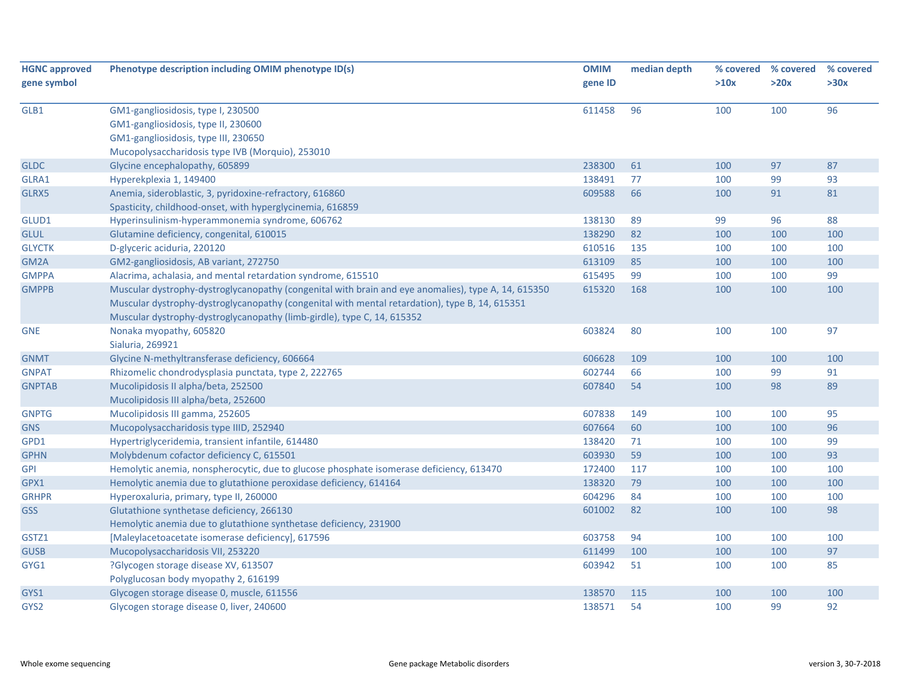| HGNC approved gene symbol | Phenotype description including OMIM phenotype ID(s) | OMIM gene ID | median depth | % covered >10x | % covered >20x | % covered >30x |
|---|---|---|---|---|---|---|
| GLB1 | GM1-gangliosidosis, type I, 230500<br>GM1-gangliosidosis, type II, 230600<br>GM1-gangliosidosis, type III, 230650<br>Mucopolysaccharidosis type IVB (Morquio), 253010 | 611458 | 96 | 100 | 100 | 96 |
| GLDC | Glycine encephalopathy, 605899 | 238300 | 61 | 100 | 97 | 87 |
| GLRA1 | Hyperekplexia 1, 149400 | 138491 | 77 | 100 | 99 | 93 |
| GLRX5 | Anemia, sideroblastic, 3, pyridoxine-refractory, 616860<br>Spasticity, childhood-onset, with hyperglycinemia, 616859 | 609588 | 66 | 100 | 91 | 81 |
| GLUD1 | Hyperinsulinism-hyperammonemia syndrome, 606762 | 138130 | 89 | 99 | 96 | 88 |
| GLUL | Glutamine deficiency, congenital, 610015 | 138290 | 82 | 100 | 100 | 100 |
| GLYCTK | D-glyceric aciduria, 220120 | 610516 | 135 | 100 | 100 | 100 |
| GM2A | GM2-gangliosidosis, AB variant, 272750 | 613109 | 85 | 100 | 100 | 100 |
| GMPPA | Alacrima, achalasia, and mental retardation syndrome, 615510 | 615495 | 99 | 100 | 100 | 99 |
| GMPPB | Muscular dystrophy-dystroglycanopathy (congenital with brain and eye anomalies), type A, 14, 615350<br>Muscular dystrophy-dystroglycanopathy (congenital with mental retardation), type B, 14, 615351<br>Muscular dystrophy-dystroglycanopathy (limb-girdle), type C, 14, 615352 | 615320 | 168 | 100 | 100 | 100 |
| GNE | Nonaka myopathy, 605820<br>Sialuria, 269921 | 603824 | 80 | 100 | 100 | 97 |
| GNMT | Glycine N-methyltransferase deficiency, 606664 | 606628 | 109 | 100 | 100 | 100 |
| GNPAT | Rhizomelic chondrodysplasia punctata, type 2, 222765 | 602744 | 66 | 100 | 99 | 91 |
| GNPTAB | Mucolipidosis II alpha/beta, 252500<br>Mucolipidosis III alpha/beta, 252600 | 607840 | 54 | 100 | 98 | 89 |
| GNPTG | Mucolipidosis III gamma, 252605 | 607838 | 149 | 100 | 100 | 95 |
| GNS | Mucopolysaccharidosis type IIID, 252940 | 607664 | 60 | 100 | 100 | 96 |
| GPD1 | Hypertriglyceridemia, transient infantile, 614480 | 138420 | 71 | 100 | 100 | 99 |
| GPHN | Molybdenum cofactor deficiency C, 615501 | 603930 | 59 | 100 | 100 | 93 |
| GPI | Hemolytic anemia, nonspherocytic, due to glucose phosphate isomerase deficiency, 613470 | 172400 | 117 | 100 | 100 | 100 |
| GPX1 | Hemolytic anemia due to glutathione peroxidase deficiency, 614164 | 138320 | 79 | 100 | 100 | 100 |
| GRHPR | Hyperoxaluria, primary, type II, 260000 | 604296 | 84 | 100 | 100 | 100 |
| GSS | Glutathione synthetase deficiency, 266130<br>Hemolytic anemia due to glutathione synthetase deficiency, 231900 | 601002 | 82 | 100 | 100 | 98 |
| GSTZ1 | [Maleylacetoacetate isomerase deficiency], 617596 | 603758 | 94 | 100 | 100 | 100 |
| GUSB | Mucopolysaccharidosis VII, 253220 | 611499 | 100 | 100 | 100 | 97 |
| GYG1 | ?Glycogen storage disease XV, 613507<br>Polyglucosan body myopathy 2, 616199 | 603942 | 51 | 100 | 100 | 85 |
| GYS1 | Glycogen storage disease 0, muscle, 611556 | 138570 | 115 | 100 | 100 | 100 |
| GYS2 | Glycogen storage disease 0, liver, 240600 | 138571 | 54 | 100 | 99 | 92 |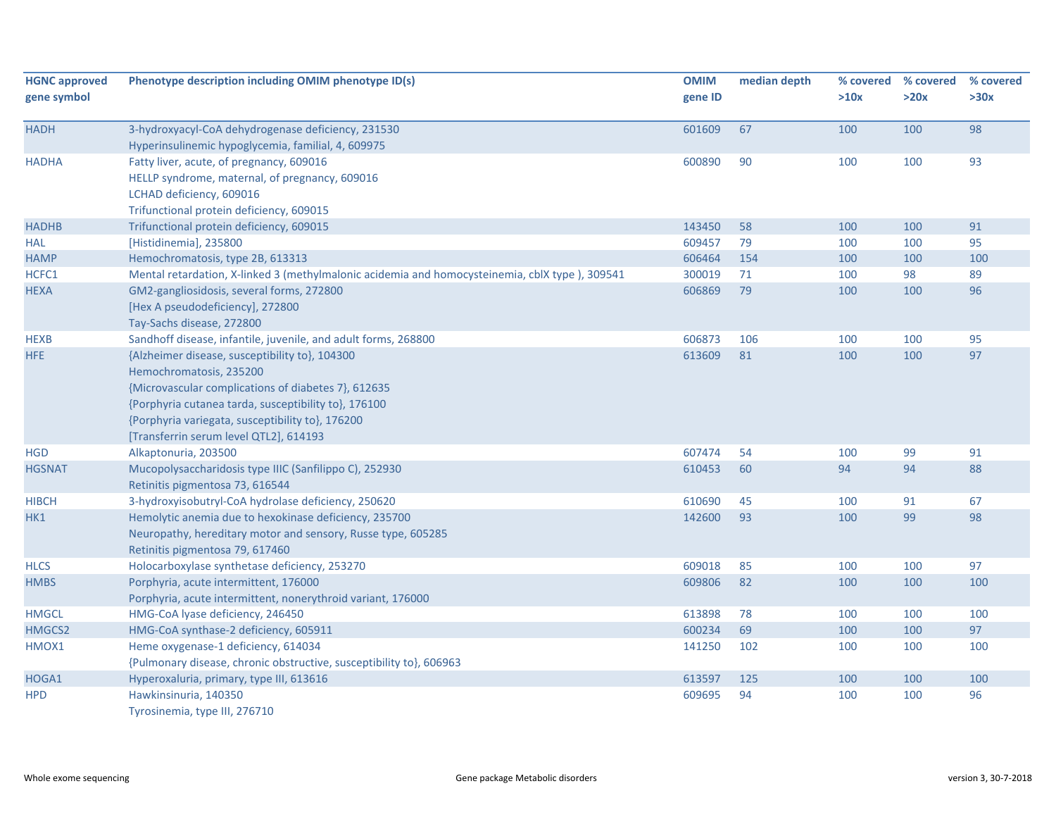| HGNC approved gene symbol | Phenotype description including OMIM phenotype ID(s) | OMIM gene ID | median depth | % covered >10x | % covered >20x | % covered >30x |
|---|---|---|---|---|---|---|
| HADH | 3-hydroxyacyl-CoA dehydrogenase deficiency, 231530<br>Hyperinsulinemic hypoglycemia, familial, 4, 609975 | 601609 | 67 | 100 | 100 | 98 |
| HADHA | Fatty liver, acute, of pregnancy, 609016<br>HELLP syndrome, maternal, of pregnancy, 609016<br>LCHAD deficiency, 609016<br>Trifunctional protein deficiency, 609015 | 600890 | 90 | 100 | 100 | 93 |
| HADHB | Trifunctional protein deficiency, 609015 | 143450 | 58 | 100 | 100 | 91 |
| HAL | [Histidinemia], 235800 | 609457 | 79 | 100 | 100 | 95 |
| HAMP | Hemochromatosis, type 2B, 613313 | 606464 | 154 | 100 | 100 | 100 |
| HCFC1 | Mental retardation, X-linked 3 (methylmalonic acidemia and homocysteinemia, cblX type ), 309541 | 300019 | 71 | 100 | 98 | 89 |
| HEXA | GM2-gangliosidosis, several forms, 272800<br>[Hex A pseudodeficiency], 272800<br>Tay-Sachs disease, 272800 | 606869 | 79 | 100 | 100 | 96 |
| HEXB | Sandhoff disease, infantile, juvenile, and adult forms, 268800 | 606873 | 106 | 100 | 100 | 95 |
| HFE | {Alzheimer disease, susceptibility to}, 104300<br>Hemochromatosis, 235200<br>{Microvascular complications of diabetes 7}, 612635<br>{Porphyria cutanea tarda, susceptibility to}, 176100<br>{Porphyria variegata, susceptibility to}, 176200<br>[Transferrin serum level QTL2], 614193 | 613609 | 81 | 100 | 100 | 97 |
| HGD | Alkaptonuria, 203500 | 607474 | 54 | 100 | 99 | 91 |
| HGSNAT | Mucopolysaccharidosis type IIIC (Sanfilippo C), 252930<br>Retinitis pigmentosa 73, 616544 | 610453 | 60 | 94 | 94 | 88 |
| HIBCH | 3-hydroxyisobutryl-CoA hydrolase deficiency, 250620 | 610690 | 45 | 100 | 91 | 67 |
| HK1 | Hemolytic anemia due to hexokinase deficiency, 235700<br>Neuropathy, hereditary motor and sensory, Russe type, 605285<br>Retinitis pigmentosa 79, 617460 | 142600 | 93 | 100 | 99 | 98 |
| HLCS | Holocarboxylase synthetase deficiency, 253270 | 609018 | 85 | 100 | 100 | 97 |
| HMBS | Porphyria, acute intermittent, 176000<br>Porphyria, acute intermittent, nonerythroid variant, 176000 | 609806 | 82 | 100 | 100 | 100 |
| HMGCL | HMG-CoA lyase deficiency, 246450 | 613898 | 78 | 100 | 100 | 100 |
| HMGCS2 | HMG-CoA synthase-2 deficiency, 605911 | 600234 | 69 | 100 | 100 | 97 |
| HMOX1 | Heme oxygenase-1 deficiency, 614034<br>{Pulmonary disease, chronic obstructive, susceptibility to}, 606963 | 141250 | 102 | 100 | 100 | 100 |
| HOGA1 | Hyperoxaluria, primary, type III, 613616 | 613597 | 125 | 100 | 100 | 100 |
| HPD | Hawkinsinuria, 140350<br>Tyrosinemia, type III, 276710 | 609695 | 94 | 100 | 100 | 96 |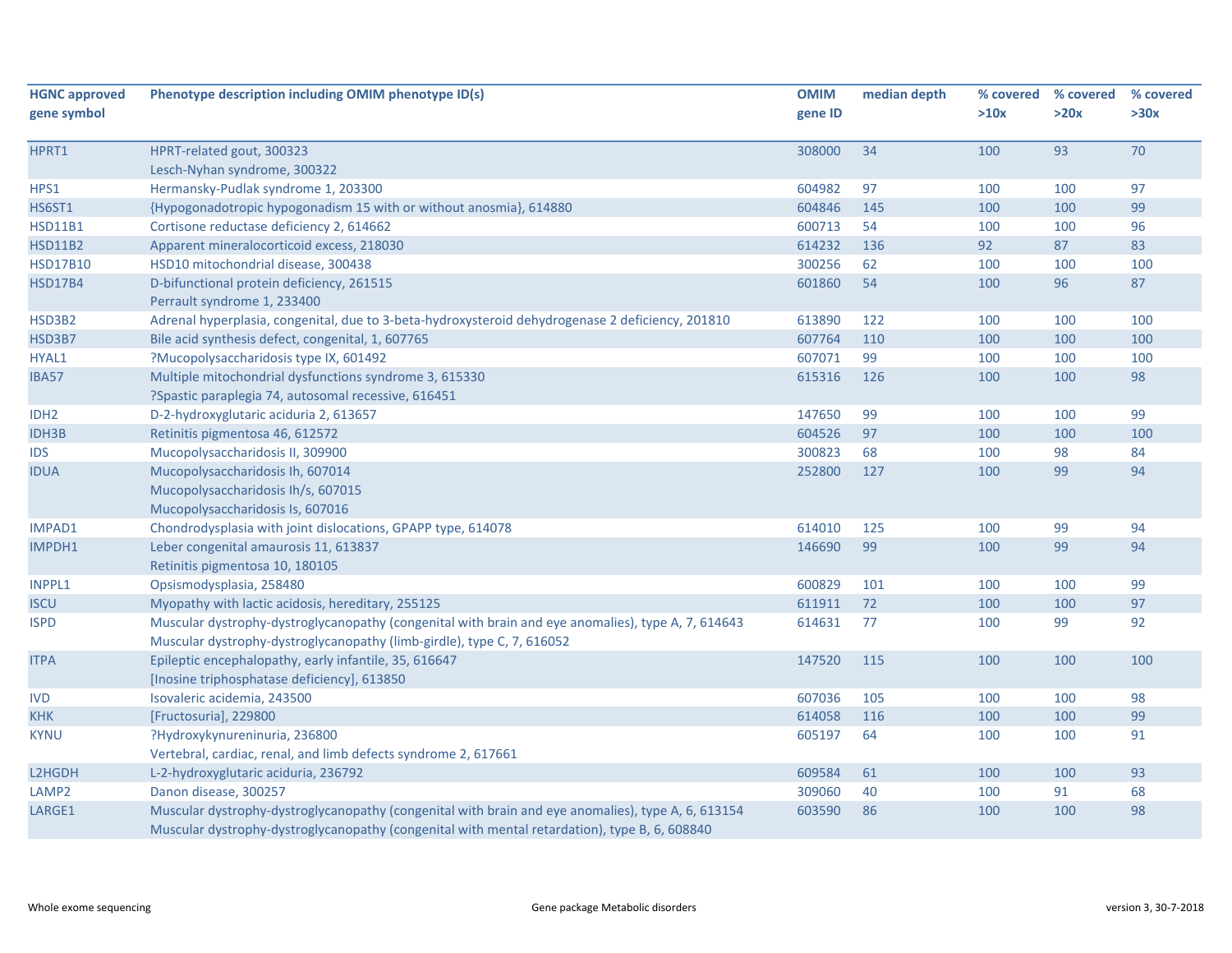| HGNC approved gene symbol | Phenotype description including OMIM phenotype ID(s) | OMIM gene ID | median depth | % covered >10x | % covered >20x | % covered >30x |
|---|---|---|---|---|---|---|
| HPRT1 | HPRT-related gout, 300323<br>Lesch-Nyhan syndrome, 300322 | 308000 | 34 | 100 | 93 | 70 |
| HPS1 | Hermansky-Pudlak syndrome 1, 203300 | 604982 | 97 | 100 | 100 | 97 |
| HS6ST1 | {Hypogonadotropic hypogonadism 15 with or without anosmia}, 614880 | 604846 | 145 | 100 | 100 | 99 |
| HSD11B1 | Cortisone reductase deficiency 2, 614662 | 600713 | 54 | 100 | 100 | 96 |
| HSD11B2 | Apparent mineralocorticoid excess, 218030 | 614232 | 136 | 92 | 87 | 83 |
| HSD17B10 | HSD10 mitochondrial disease, 300438 | 300256 | 62 | 100 | 100 | 100 |
| HSD17B4 | D-bifunctional protein deficiency, 261515<br>Perrault syndrome 1, 233400 | 601860 | 54 | 100 | 96 | 87 |
| HSD3B2 | Adrenal hyperplasia, congenital, due to 3-beta-hydroxysteroid dehydrogenase 2 deficiency, 201810 | 613890 | 122 | 100 | 100 | 100 |
| HSD3B7 | Bile acid synthesis defect, congenital, 1, 607765 | 607764 | 110 | 100 | 100 | 100 |
| HYAL1 | ?Mucopolysaccharidosis type IX, 601492 | 607071 | 99 | 100 | 100 | 100 |
| IBA57 | Multiple mitochondrial dysfunctions syndrome 3, 615330<br>?Spastic paraplegia 74, autosomal recessive, 616451 | 615316 | 126 | 100 | 100 | 98 |
| IDH2 | D-2-hydroxyglutaric aciduria 2, 613657 | 147650 | 99 | 100 | 100 | 99 |
| IDH3B | Retinitis pigmentosa 46, 612572 | 604526 | 97 | 100 | 100 | 100 |
| IDS | Mucopolysaccharidosis II, 309900 | 300823 | 68 | 100 | 98 | 84 |
| IDUA | Mucopolysaccharidosis Ih, 607014<br>Mucopolysaccharidosis Ih/s, 607015<br>Mucopolysaccharidosis Is, 607016 | 252800 | 127 | 100 | 99 | 94 |
| IMPAD1 | Chondrodysplasia with joint dislocations, GPAPP type, 614078 | 614010 | 125 | 100 | 99 | 94 |
| IMPDH1 | Leber congenital amaurosis 11, 613837<br>Retinitis pigmentosa 10, 180105 | 146690 | 99 | 100 | 99 | 94 |
| INPPL1 | Opsismodysplasia, 258480 | 600829 | 101 | 100 | 100 | 99 |
| ISCU | Myopathy with lactic acidosis, hereditary, 255125 | 611911 | 72 | 100 | 100 | 97 |
| ISPD | Muscular dystrophy-dystroglycanopathy (congenital with brain and eye anomalies), type A, 7, 614643<br>Muscular dystrophy-dystroglycanopathy (limb-girdle), type C, 7, 616052 | 614631 | 77 | 100 | 99 | 92 |
| ITPA | Epileptic encephalopathy, early infantile, 35, 616647<br>[Inosine triphosphatase deficiency], 613850 | 147520 | 115 | 100 | 100 | 100 |
| IVD | Isovaleric acidemia, 243500 | 607036 | 105 | 100 | 100 | 98 |
| KHK | [Fructosuria], 229800 | 614058 | 116 | 100 | 100 | 99 |
| KYNU | ?Hydroxykynureninuria, 236800<br>Vertebral, cardiac, renal, and limb defects syndrome 2, 617661 | 605197 | 64 | 100 | 100 | 91 |
| L2HGDH | L-2-hydroxyglutaric aciduria, 236792 | 609584 | 61 | 100 | 100 | 93 |
| LAMP2 | Danon disease, 300257 | 309060 | 40 | 100 | 91 | 68 |
| LARGE1 | Muscular dystrophy-dystroglycanopathy (congenital with brain and eye anomalies), type A, 6, 613154<br>Muscular dystrophy-dystroglycanopathy (congenital with mental retardation), type B, 6, 608840 | 603590 | 86 | 100 | 100 | 98 |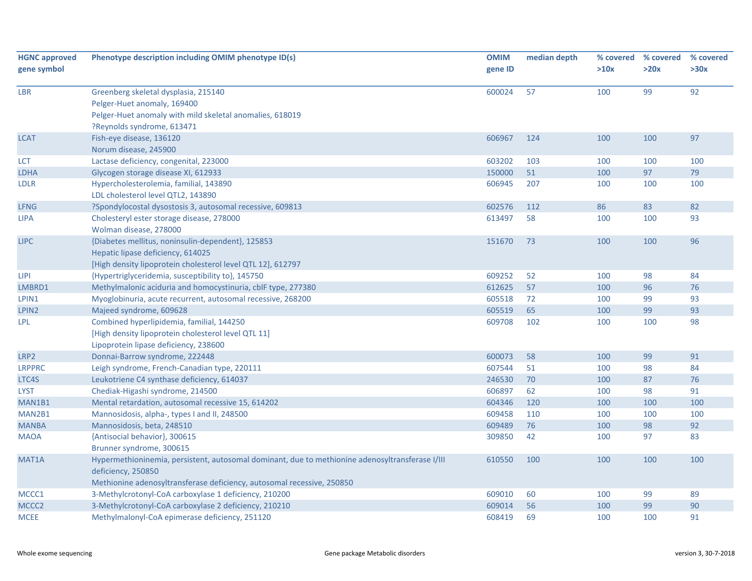| HGNC approved gene symbol | Phenotype description including OMIM phenotype ID(s) | OMIM gene ID | median depth | % covered >10x | % covered >20x | % covered >30x |
|---|---|---|---|---|---|---|
| LBR | Greenberg skeletal dysplasia, 215140<br>Pelger-Huet anomaly, 169400<br>Pelger-Huet anomaly with mild skeletal anomalies, 618019<br>?Reynolds syndrome, 613471 | 600024 | 57 | 100 | 99 | 92 |
| LCAT | Fish-eye disease, 136120<br>Norum disease, 245900 | 606967 | 124 | 100 | 100 | 97 |
| LCT | Lactase deficiency, congenital, 223000 | 603202 | 103 | 100 | 100 | 100 |
| LDHA | Glycogen storage disease XI, 612933 | 150000 | 51 | 100 | 97 | 79 |
| LDLR | Hypercholesterolemia, familial, 143890<br>LDL cholesterol level QTL2, 143890 | 606945 | 207 | 100 | 100 | 100 |
| LFNG | ?Spondylocostal dysostosis 3, autosomal recessive, 609813 | 602576 | 112 | 86 | 83 | 82 |
| LIPA | Cholesteryl ester storage disease, 278000<br>Wolman disease, 278000 | 613497 | 58 | 100 | 100 | 93 |
| LIPC | {Diabetes mellitus, noninsulin-dependent}, 125853<br>Hepatic lipase deficiency, 614025<br>[High density lipoprotein cholesterol level QTL 12], 612797 | 151670 | 73 | 100 | 100 | 96 |
| LIPI | {Hypertriglyceridemia, susceptibility to}, 145750 | 609252 | 52 | 100 | 98 | 84 |
| LMBRD1 | Methylmalonic aciduria and homocystinuria, cblF type, 277380 | 612625 | 57 | 100 | 96 | 76 |
| LPIN1 | Myoglobinuria, acute recurrent, autosomal recessive, 268200 | 605518 | 72 | 100 | 99 | 93 |
| LPIN2 | Majeed syndrome, 609628 | 605519 | 65 | 100 | 99 | 93 |
| LPL | Combined hyperlipidemia, familial, 144250<br>[High density lipoprotein cholesterol level QTL 11]<br>Lipoprotein lipase deficiency, 238600 | 609708 | 102 | 100 | 100 | 98 |
| LRP2 | Donnai-Barrow syndrome, 222448 | 600073 | 58 | 100 | 99 | 91 |
| LRPPRC | Leigh syndrome, French-Canadian type, 220111 | 607544 | 51 | 100 | 98 | 84 |
| LTC4S | Leukotriene C4 synthase deficiency, 614037 | 246530 | 70 | 100 | 87 | 76 |
| LYST | Chediak-Higashi syndrome, 214500 | 606897 | 62 | 100 | 98 | 91 |
| MAN1B1 | Mental retardation, autosomal recessive 15, 614202 | 604346 | 120 | 100 | 100 | 100 |
| MAN2B1 | Mannosidosis, alpha-, types I and II, 248500 | 609458 | 110 | 100 | 100 | 100 |
| MANBA | Mannosidosis, beta, 248510 | 609489 | 76 | 100 | 98 | 92 |
| MAOA | {Antisocial behavior}, 300615<br>Brunner syndrome, 300615 | 309850 | 42 | 100 | 97 | 83 |
| MAT1A | Hypermethioninemia, persistent, autosomal dominant, due to methionine adenosyltransferase I/III deficiency, 250850<br>Methionine adenosyltransferase deficiency, autosomal recessive, 250850 | 610550 | 100 | 100 | 100 | 100 |
| MCCC1 | 3-Methylcrotonyl-CoA carboxylase 1 deficiency, 210200 | 609010 | 60 | 100 | 99 | 89 |
| MCCC2 | 3-Methylcrotonyl-CoA carboxylase 2 deficiency, 210210 | 609014 | 56 | 100 | 99 | 90 |
| MCEE | Methylmalonyl-CoA epimerase deficiency, 251120 | 608419 | 69 | 100 | 100 | 91 |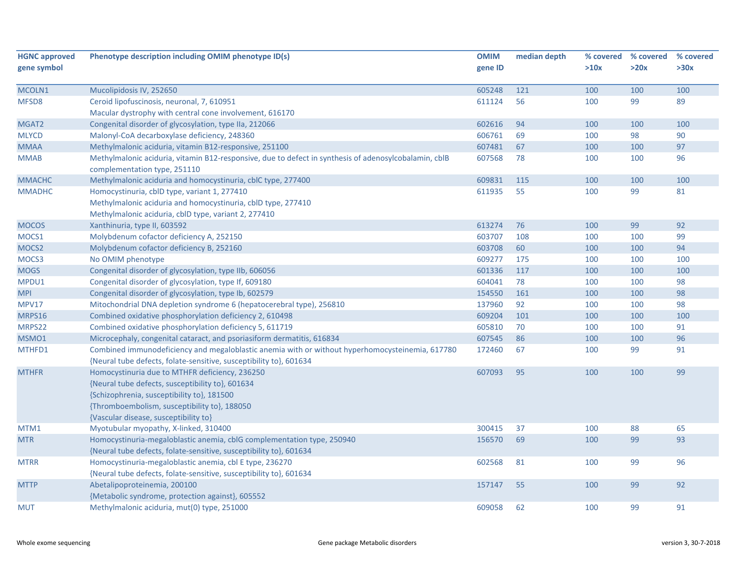| HGNC approved gene symbol | Phenotype description including OMIM phenotype ID(s) | OMIM gene ID | median depth | % covered >10x | % covered >20x | % covered >30x |
|---|---|---|---|---|---|---|
| MCOLN1 | Mucolipidosis IV, 252650 | 605248 | 121 | 100 | 100 | 100 |
| MFSD8 | Ceroid lipofuscinosis, neuronal, 7, 610951<br>Macular dystrophy with central cone involvement, 616170 | 611124 | 56 | 100 | 99 | 89 |
| MGAT2 | Congenital disorder of glycosylation, type IIa, 212066 | 602616 | 94 | 100 | 100 | 100 |
| MLYCD | Malonyl-CoA decarboxylase deficiency, 248360 | 606761 | 69 | 100 | 98 | 90 |
| MMAA | Methylmalonic aciduria, vitamin B12-responsive, 251100 | 607481 | 67 | 100 | 100 | 97 |
| MMAB | Methylmalonic aciduria, vitamin B12-responsive, due to defect in synthesis of adenosylcobalamin, cblB complementation type, 251110 | 607568 | 78 | 100 | 100 | 96 |
| MMACHC | Methylmalonic aciduria and homocystinuria, cblC type, 277400 | 609831 | 115 | 100 | 100 | 100 |
| MMADHC | Homocystinuria, cblD type, variant 1, 277410<br>Methylmalonic aciduria and homocystinuria, cblD type, 277410<br>Methylmalonic aciduria, cblD type, variant 2, 277410 | 611935 | 55 | 100 | 99 | 81 |
| MOCOS | Xanthinuria, type II, 603592 | 613274 | 76 | 100 | 99 | 92 |
| MOCS1 | Molybdenum cofactor deficiency A, 252150 | 603707 | 108 | 100 | 100 | 99 |
| MOCS2 | Molybdenum cofactor deficiency B, 252160 | 603708 | 60 | 100 | 100 | 94 |
| MOCS3 | No OMIM phenotype | 609277 | 175 | 100 | 100 | 100 |
| MOGS | Congenital disorder of glycosylation, type IIb, 606056 | 601336 | 117 | 100 | 100 | 100 |
| MPDU1 | Congenital disorder of glycosylation, type If, 609180 | 604041 | 78 | 100 | 100 | 98 |
| MPI | Congenital disorder of glycosylation, type Ib, 602579 | 154550 | 161 | 100 | 100 | 98 |
| MPV17 | Mitochondrial DNA depletion syndrome 6 (hepatocerebral type), 256810 | 137960 | 92 | 100 | 100 | 98 |
| MRPS16 | Combined oxidative phosphorylation deficiency 2, 610498 | 609204 | 101 | 100 | 100 | 100 |
| MRPS22 | Combined oxidative phosphorylation deficiency 5, 611719 | 605810 | 70 | 100 | 100 | 91 |
| MSMO1 | Microcephaly, congenital cataract, and psoriasiform dermatitis, 616834 | 607545 | 86 | 100 | 100 | 96 |
| MTHFD1 | Combined immunodeficiency and megaloblastic anemia with or without hyperhomocysteinemia, 617780<br>{Neural tube defects, folate-sensitive, susceptibility to}, 601634 | 172460 | 67 | 100 | 99 | 91 |
| MTHFR | Homocystinuria due to MTHFR deficiency, 236250<br>{Neural tube defects, susceptibility to}, 601634<br>{Schizophrenia, susceptibility to}, 181500<br>{Thromboembolism, susceptibility to}, 188050<br>{Vascular disease, susceptibility to} | 607093 | 95 | 100 | 100 | 99 |
| MTM1 | Myotubular myopathy, X-linked, 310400 | 300415 | 37 | 100 | 88 | 65 |
| MTR | Homocystinuria-megaloblastic anemia, cblG complementation type, 250940<br>{Neural tube defects, folate-sensitive, susceptibility to}, 601634 | 156570 | 69 | 100 | 99 | 93 |
| MTRR | Homocystinuria-megaloblastic anemia, cbl E type, 236270<br>{Neural tube defects, folate-sensitive, susceptibility to}, 601634 | 602568 | 81 | 100 | 99 | 96 |
| MTTP | Abetalipoproteinemia, 200100<br>{Metabolic syndrome, protection against}, 605552 | 157147 | 55 | 100 | 99 | 92 |
| MUT | Methylmalonic aciduria, mut(0) type, 251000 | 609058 | 62 | 100 | 99 | 91 |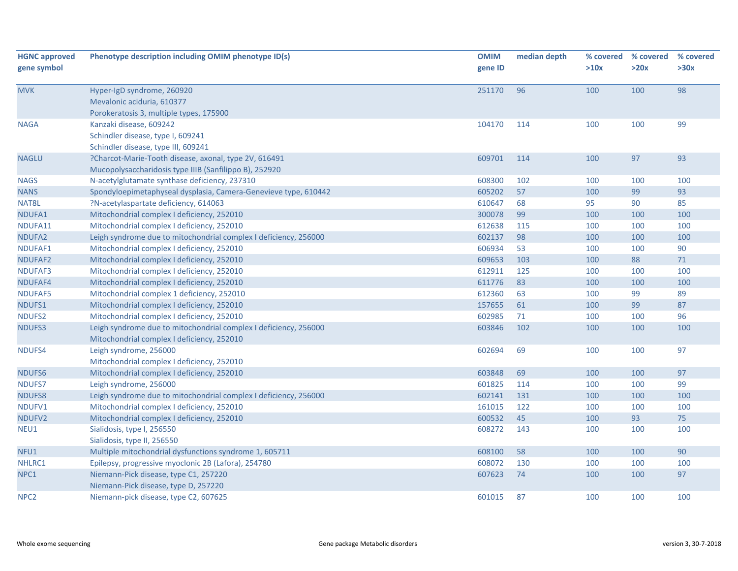| HGNC approved gene symbol | Phenotype description including OMIM phenotype ID(s) | OMIM gene ID | median depth | % covered >10x | % covered >20x | % covered >30x |
|---|---|---|---|---|---|---|
| MVK | Hyper-IgD syndrome, 260920<br>Mevalonic aciduria, 610377<br>Porokeratosis 3, multiple types, 175900 | 251170 | 96 | 100 | 100 | 98 |
| NAGA | Kanzaki disease, 609242<br>Schindler disease, type I, 609241<br>Schindler disease, type III, 609241 | 104170 | 114 | 100 | 100 | 99 |
| NAGLU | ?Charcot-Marie-Tooth disease, axonal, type 2V, 616491<br>Mucopolysaccharidosis type IIIB (Sanfilippo B), 252920 | 609701 | 114 | 100 | 97 | 93 |
| NAGS | N-acetylglutamate synthase deficiency, 237310 | 608300 | 102 | 100 | 100 | 100 |
| NANS | Spondyloepimetaphyseal dysplasia, Camera-Genevieve type, 610442 | 605202 | 57 | 100 | 99 | 93 |
| NAT8L | ?N-acetylaspartate deficiency, 614063 | 610647 | 68 | 95 | 90 | 85 |
| NDUFA1 | Mitochondrial complex I deficiency, 252010 | 300078 | 99 | 100 | 100 | 100 |
| NDUFA11 | Mitochondrial complex I deficiency, 252010 | 612638 | 115 | 100 | 100 | 100 |
| NDUFA2 | Leigh syndrome due to mitochondrial complex I deficiency, 256000 | 602137 | 98 | 100 | 100 | 100 |
| NDUFAF1 | Mitochondrial complex I deficiency, 252010 | 606934 | 53 | 100 | 100 | 90 |
| NDUFAF2 | Mitochondrial complex I deficiency, 252010 | 609653 | 103 | 100 | 88 | 71 |
| NDUFAF3 | Mitochondrial complex I deficiency, 252010 | 612911 | 125 | 100 | 100 | 100 |
| NDUFAF4 | Mitochondrial complex I deficiency, 252010 | 611776 | 83 | 100 | 100 | 100 |
| NDUFAF5 | Mitochondrial complex 1 deficiency, 252010 | 612360 | 63 | 100 | 99 | 89 |
| NDUFS1 | Mitochondrial complex I deficiency, 252010 | 157655 | 61 | 100 | 99 | 87 |
| NDUFS2 | Mitochondrial complex I deficiency, 252010 | 602985 | 71 | 100 | 100 | 96 |
| NDUFS3 | Leigh syndrome due to mitochondrial complex I deficiency, 256000<br>Mitochondrial complex I deficiency, 252010 | 603846 | 102 | 100 | 100 | 100 |
| NDUFS4 | Leigh syndrome, 256000<br>Mitochondrial complex I deficiency, 252010 | 602694 | 69 | 100 | 100 | 97 |
| NDUFS6 | Mitochondrial complex I deficiency, 252010 | 603848 | 69 | 100 | 100 | 97 |
| NDUFS7 | Leigh syndrome, 256000 | 601825 | 114 | 100 | 100 | 99 |
| NDUFS8 | Leigh syndrome due to mitochondrial complex I deficiency, 256000 | 602141 | 131 | 100 | 100 | 100 |
| NDUFV1 | Mitochondrial complex I deficiency, 252010 | 161015 | 122 | 100 | 100 | 100 |
| NDUFV2 | Mitochondrial complex I deficiency, 252010 | 600532 | 45 | 100 | 93 | 75 |
| NEU1 | Sialidosis, type I, 256550<br>Sialidosis, type II, 256550 | 608272 | 143 | 100 | 100 | 100 |
| NFU1 | Multiple mitochondrial dysfunctions syndrome 1, 605711 | 608100 | 58 | 100 | 100 | 90 |
| NHLRC1 | Epilepsy, progressive myoclonic 2B (Lafora), 254780 | 608072 | 130 | 100 | 100 | 100 |
| NPC1 | Niemann-Pick disease, type C1, 257220<br>Niemann-Pick disease, type D, 257220 | 607623 | 74 | 100 | 100 | 97 |
| NPC2 | Niemann-pick disease, type C2, 607625 | 601015 | 87 | 100 | 100 | 100 |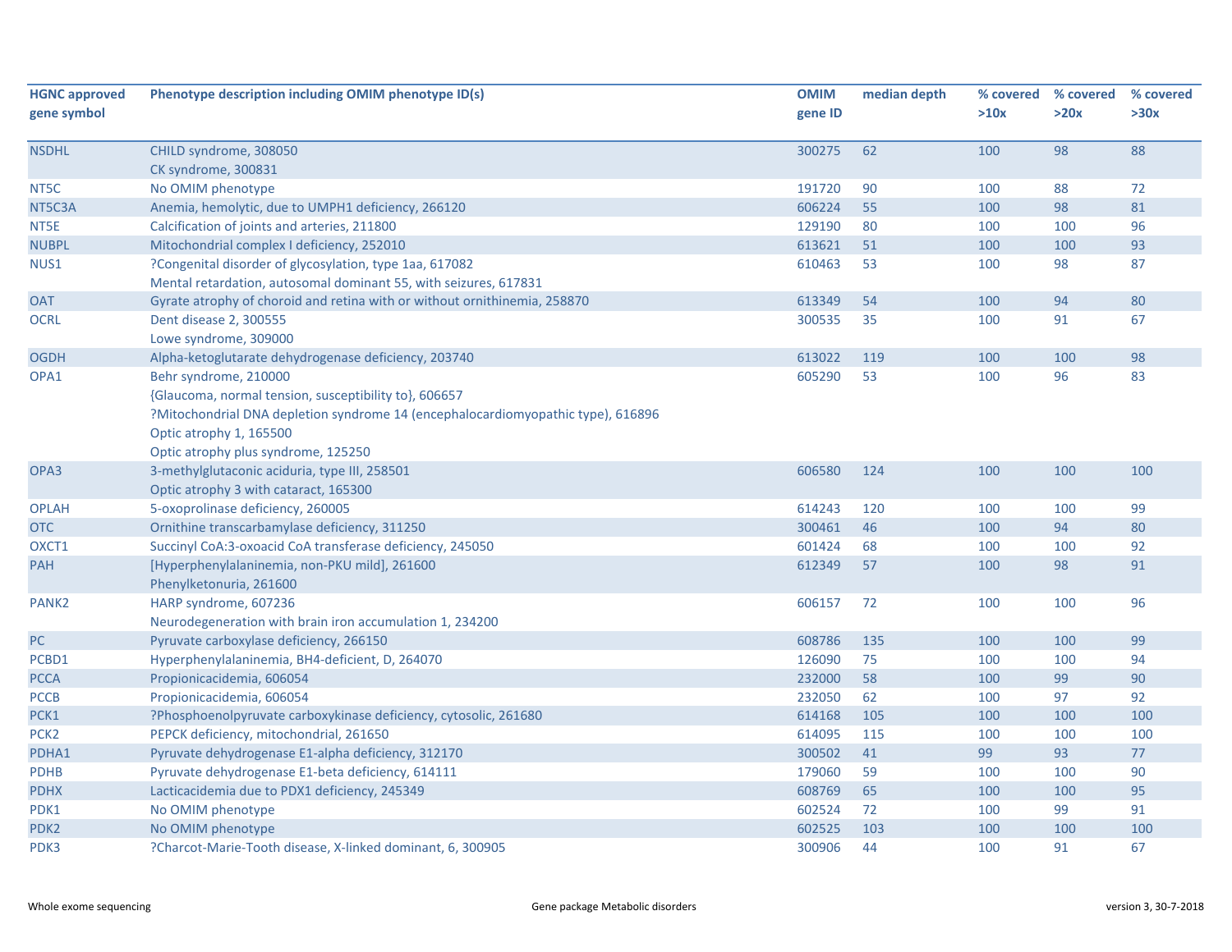| HGNC approved gene symbol | Phenotype description including OMIM phenotype ID(s) | OMIM gene ID | median depth | % covered >10x | % covered >20x | % covered >30x |
|---|---|---|---|---|---|---|
| NSDHL | CHILD syndrome, 308050<br>CK syndrome, 300831 | 300275 | 62 | 100 | 98 | 88 |
| NT5C | No OMIM phenotype | 191720 | 90 | 100 | 88 | 72 |
| NT5C3A | Anemia, hemolytic, due to UMPH1 deficiency, 266120 | 606224 | 55 | 100 | 98 | 81 |
| NT5E | Calcification of joints and arteries, 211800 | 129190 | 80 | 100 | 100 | 96 |
| NUBPL | Mitochondrial complex I deficiency, 252010 | 613621 | 51 | 100 | 100 | 93 |
| NUS1 | ?Congenital disorder of glycosylation, type 1aa, 617082<br>Mental retardation, autosomal dominant 55, with seizures, 617831 | 610463 | 53 | 100 | 98 | 87 |
| OAT | Gyrate atrophy of choroid and retina with or without ornithinemia, 258870 | 613349 | 54 | 100 | 94 | 80 |
| OCRL | Dent disease 2, 300555<br>Lowe syndrome, 309000 | 300535 | 35 | 100 | 91 | 67 |
| OGDH | Alpha-ketoglutarate dehydrogenase deficiency, 203740 | 613022 | 119 | 100 | 100 | 98 |
| OPA1 | Behr syndrome, 210000<br>{Glaucoma, normal tension, susceptibility to}, 606657<br>?Mitochondrial DNA depletion syndrome 14 (encephalocardiomyopathic type), 616896<br>Optic atrophy 1, 165500<br>Optic atrophy plus syndrome, 125250 | 605290 | 53 | 100 | 96 | 83 |
| OPA3 | 3-methylglutaconic aciduria, type III, 258501<br>Optic atrophy 3 with cataract, 165300 | 606580 | 124 | 100 | 100 | 100 |
| OPLAH | 5-oxoprolinase deficiency, 260005 | 614243 | 120 | 100 | 100 | 99 |
| OTC | Ornithine transcarbamylase deficiency, 311250 | 300461 | 46 | 100 | 94 | 80 |
| OXCT1 | Succinyl CoA:3-oxoacid CoA transferase deficiency, 245050 | 601424 | 68 | 100 | 100 | 92 |
| PAH | [Hyperphenylalaninemia, non-PKU mild], 261600<br>Phenylketonuria, 261600 | 612349 | 57 | 100 | 98 | 91 |
| PANK2 | HARP syndrome, 607236<br>Neurodegeneration with brain iron accumulation 1, 234200 | 606157 | 72 | 100 | 100 | 96 |
| PC | Pyruvate carboxylase deficiency, 266150 | 608786 | 135 | 100 | 100 | 99 |
| PCBD1 | Hyperphenylalaninemia, BH4-deficient, D, 264070 | 126090 | 75 | 100 | 100 | 94 |
| PCCA | Propionicacidemia, 606054 | 232000 | 58 | 100 | 99 | 90 |
| PCCB | Propionicacidemia, 606054 | 232050 | 62 | 100 | 97 | 92 |
| PCK1 | ?Phosphoenolpyruvate carboxykinase deficiency, cytosolic, 261680 | 614168 | 105 | 100 | 100 | 100 |
| PCK2 | PEPCK deficiency, mitochondrial, 261650 | 614095 | 115 | 100 | 100 | 100 |
| PDHA1 | Pyruvate dehydrogenase E1-alpha deficiency, 312170 | 300502 | 41 | 99 | 93 | 77 |
| PDHB | Pyruvate dehydrogenase E1-beta deficiency, 614111 | 179060 | 59 | 100 | 100 | 90 |
| PDHX | Lacticacidemia due to PDX1 deficiency, 245349 | 608769 | 65 | 100 | 100 | 95 |
| PDK1 | No OMIM phenotype | 602524 | 72 | 100 | 99 | 91 |
| PDK2 | No OMIM phenotype | 602525 | 103 | 100 | 100 | 100 |
| PDK3 | ?Charcot-Marie-Tooth disease, X-linked dominant, 6, 300905 | 300906 | 44 | 100 | 91 | 67 |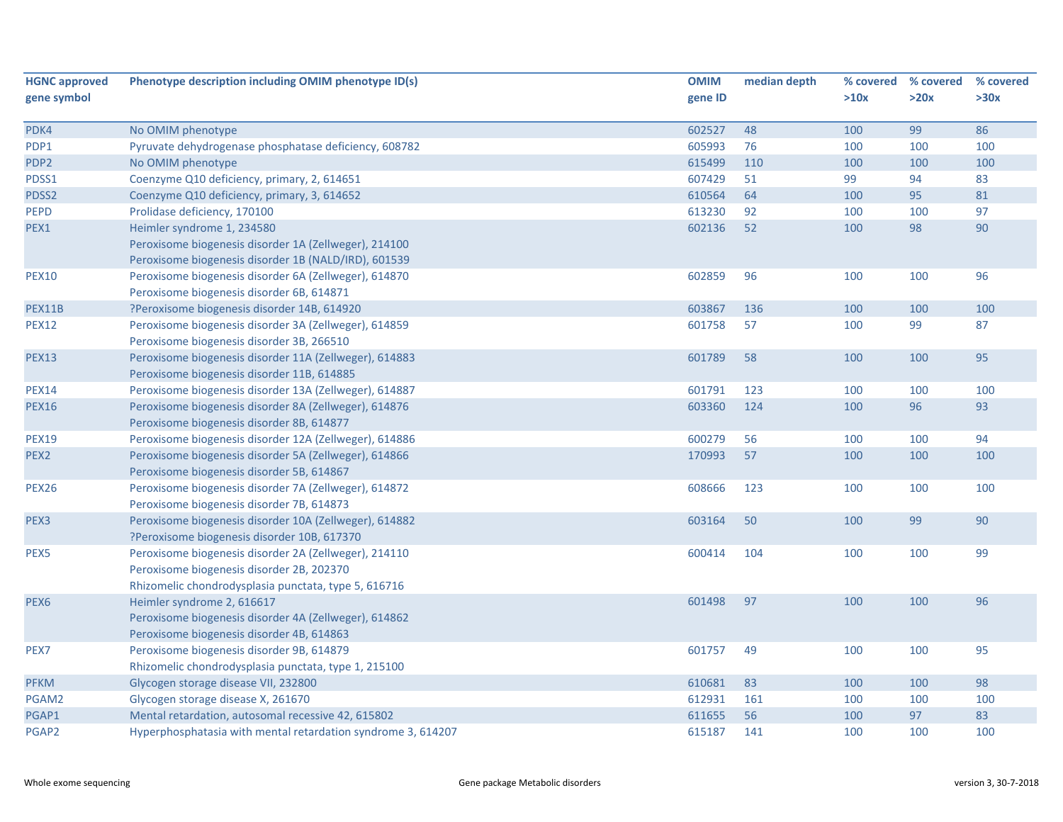| HGNC approved gene symbol | Phenotype description including OMIM phenotype ID(s) | OMIM gene ID | median depth | % covered >10x | % covered >20x | % covered >30x |
|---|---|---|---|---|---|---|
| PDK4 | No OMIM phenotype | 602527 | 48 | 100 | 99 | 86 |
| PDP1 | Pyruvate dehydrogenase phosphatase deficiency, 608782 | 605993 | 76 | 100 | 100 | 100 |
| PDP2 | No OMIM phenotype | 615499 | 110 | 100 | 100 | 100 |
| PDSS1 | Coenzyme Q10 deficiency, primary, 2, 614651 | 607429 | 51 | 99 | 94 | 83 |
| PDSS2 | Coenzyme Q10 deficiency, primary, 3, 614652 | 610564 | 64 | 100 | 95 | 81 |
| PEPD | Prolidase deficiency, 170100 | 613230 | 92 | 100 | 100 | 97 |
| PEX1 | Heimler syndrome 1, 234580<br>Peroxisome biogenesis disorder 1A (Zellweger), 214100<br>Peroxisome biogenesis disorder 1B (NALD/IRD), 601539 | 602136 | 52 | 100 | 98 | 90 |
| PEX10 | Peroxisome biogenesis disorder 6A (Zellweger), 614870<br>Peroxisome biogenesis disorder 6B, 614871 | 602859 | 96 | 100 | 100 | 96 |
| PEX11B | ?Peroxisome biogenesis disorder 14B, 614920 | 603867 | 136 | 100 | 100 | 100 |
| PEX12 | Peroxisome biogenesis disorder 3A (Zellweger), 614859<br>Peroxisome biogenesis disorder 3B, 266510 | 601758 | 57 | 100 | 99 | 87 |
| PEX13 | Peroxisome biogenesis disorder 11A (Zellweger), 614883<br>Peroxisome biogenesis disorder 11B, 614885 | 601789 | 58 | 100 | 100 | 95 |
| PEX14 | Peroxisome biogenesis disorder 13A (Zellweger), 614887 | 601791 | 123 | 100 | 100 | 100 |
| PEX16 | Peroxisome biogenesis disorder 8A (Zellweger), 614876<br>Peroxisome biogenesis disorder 8B, 614877 | 603360 | 124 | 100 | 96 | 93 |
| PEX19 | Peroxisome biogenesis disorder 12A (Zellweger), 614886 | 600279 | 56 | 100 | 100 | 94 |
| PEX2 | Peroxisome biogenesis disorder 5A (Zellweger), 614866<br>Peroxisome biogenesis disorder 5B, 614867 | 170993 | 57 | 100 | 100 | 100 |
| PEX26 | Peroxisome biogenesis disorder 7A (Zellweger), 614872<br>Peroxisome biogenesis disorder 7B, 614873 | 608666 | 123 | 100 | 100 | 100 |
| PEX3 | Peroxisome biogenesis disorder 10A (Zellweger), 614882<br>?Peroxisome biogenesis disorder 10B, 617370 | 603164 | 50 | 100 | 99 | 90 |
| PEX5 | Peroxisome biogenesis disorder 2A (Zellweger), 214110<br>Peroxisome biogenesis disorder 2B, 202370<br>Rhizomelic chondrodysplasia punctata, type 5, 616716 | 600414 | 104 | 100 | 100 | 99 |
| PEX6 | Heimler syndrome 2, 616617<br>Peroxisome biogenesis disorder 4A (Zellweger), 614862<br>Peroxisome biogenesis disorder 4B, 614863 | 601498 | 97 | 100 | 100 | 96 |
| PEX7 | Peroxisome biogenesis disorder 9B, 614879<br>Rhizomelic chondrodysplasia punctata, type 1, 215100 | 601757 | 49 | 100 | 100 | 95 |
| PFKM | Glycogen storage disease VII, 232800 | 610681 | 83 | 100 | 100 | 98 |
| PGAM2 | Glycogen storage disease X, 261670 | 612931 | 161 | 100 | 100 | 100 |
| PGAP1 | Mental retardation, autosomal recessive 42, 615802 | 611655 | 56 | 100 | 97 | 83 |
| PGAP2 | Hyperphosphatasia with mental retardation syndrome 3, 614207 | 615187 | 141 | 100 | 100 | 100 |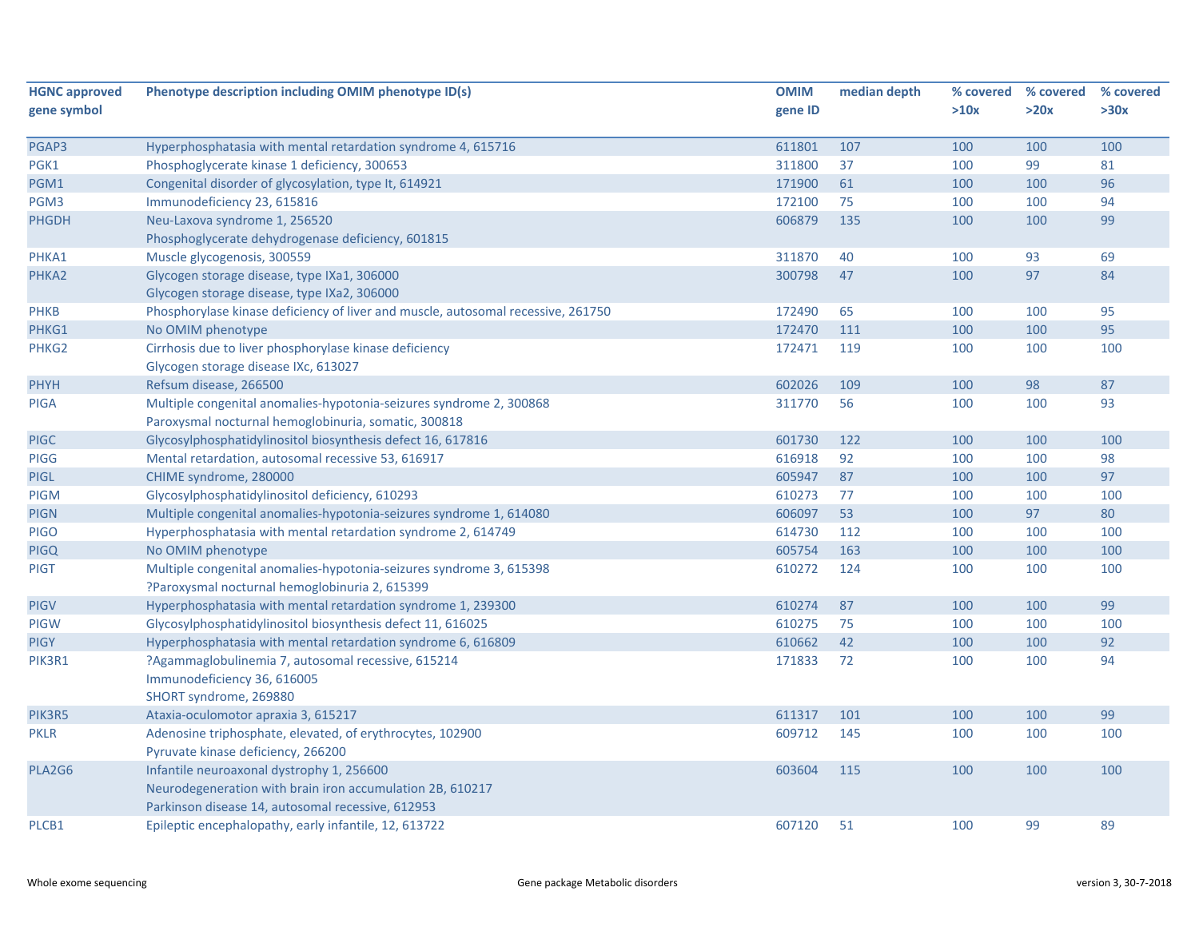| HGNC approved gene symbol | Phenotype description including OMIM phenotype ID(s) | OMIM gene ID | median depth | % covered >10x | % covered >20x | % covered >30x |
|---|---|---|---|---|---|---|
| PGAP3 | Hyperphosphatasia with mental retardation syndrome 4, 615716 | 611801 | 107 | 100 | 100 | 100 |
| PGK1 | Phosphoglycerate kinase 1 deficiency, 300653 | 311800 | 37 | 100 | 99 | 81 |
| PGM1 | Congenital disorder of glycosylation, type It, 614921 | 171900 | 61 | 100 | 100 | 96 |
| PGM3 | Immunodeficiency 23, 615816 | 172100 | 75 | 100 | 100 | 94 |
| PHGDH | Neu-Laxova syndrome 1, 256520<br>Phosphoglycerate dehydrogenase deficiency, 601815 | 606879 | 135 | 100 | 100 | 99 |
| PHKA1 | Muscle glycogenosis, 300559 | 311870 | 40 | 100 | 93 | 69 |
| PHKA2 | Glycogen storage disease, type IXa1, 306000<br>Glycogen storage disease, type IXa2, 306000 | 300798 | 47 | 100 | 97 | 84 |
| PHKB | Phosphorylase kinase deficiency of liver and muscle, autosomal recessive, 261750 | 172490 | 65 | 100 | 100 | 95 |
| PHKG1 | No OMIM phenotype | 172470 | 111 | 100 | 100 | 95 |
| PHKG2 | Cirrhosis due to liver phosphorylase kinase deficiency<br>Glycogen storage disease IXc, 613027 | 172471 | 119 | 100 | 100 | 100 |
| PHYH | Refsum disease, 266500 | 602026 | 109 | 100 | 98 | 87 |
| PIGA | Multiple congenital anomalies-hypotonia-seizures syndrome 2, 300868<br>Paroxysmal nocturnal hemoglobinuria, somatic, 300818 | 311770 | 56 | 100 | 100 | 93 |
| PIGC | Glycosylphosphatidylinositol biosynthesis defect 16, 617816 | 601730 | 122 | 100 | 100 | 100 |
| PIGG | Mental retardation, autosomal recessive 53, 616917 | 616918 | 92 | 100 | 100 | 98 |
| PIGL | CHIME syndrome, 280000 | 605947 | 87 | 100 | 100 | 97 |
| PIGM | Glycosylphosphatidylinositol deficiency, 610293 | 610273 | 77 | 100 | 100 | 100 |
| PIGN | Multiple congenital anomalies-hypotonia-seizures syndrome 1, 614080 | 606097 | 53 | 100 | 97 | 80 |
| PIGO | Hyperphosphatasia with mental retardation syndrome 2, 614749 | 614730 | 112 | 100 | 100 | 100 |
| PIGQ | No OMIM phenotype | 605754 | 163 | 100 | 100 | 100 |
| PIGT | Multiple congenital anomalies-hypotonia-seizures syndrome 3, 615398<br>?Paroxysmal nocturnal hemoglobinuria 2, 615399 | 610272 | 124 | 100 | 100 | 100 |
| PIGV | Hyperphosphatasia with mental retardation syndrome 1, 239300 | 610274 | 87 | 100 | 100 | 99 |
| PIGW | Glycosylphosphatidylinositol biosynthesis defect 11, 616025 | 610275 | 75 | 100 | 100 | 100 |
| PIGY | Hyperphosphatasia with mental retardation syndrome 6, 616809 | 610662 | 42 | 100 | 100 | 92 |
| PIK3R1 | ?Agammaglobulinemia 7, autosomal recessive, 615214<br>Immunodeficiency 36, 616005<br>SHORT syndrome, 269880 | 171833 | 72 | 100 | 100 | 94 |
| PIK3R5 | Ataxia-oculomotor apraxia 3, 615217 | 611317 | 101 | 100 | 100 | 99 |
| PKLR | Adenosine triphosphate, elevated, of erythrocytes, 102900<br>Pyruvate kinase deficiency, 266200 | 609712 | 145 | 100 | 100 | 100 |
| PLA2G6 | Infantile neuroaxonal dystrophy 1, 256600<br>Neurodegeneration with brain iron accumulation 2B, 610217<br>Parkinson disease 14, autosomal recessive, 612953 | 603604 | 115 | 100 | 100 | 100 |
| PLCB1 | Epileptic encephalopathy, early infantile, 12, 613722 | 607120 | 51 | 100 | 99 | 89 |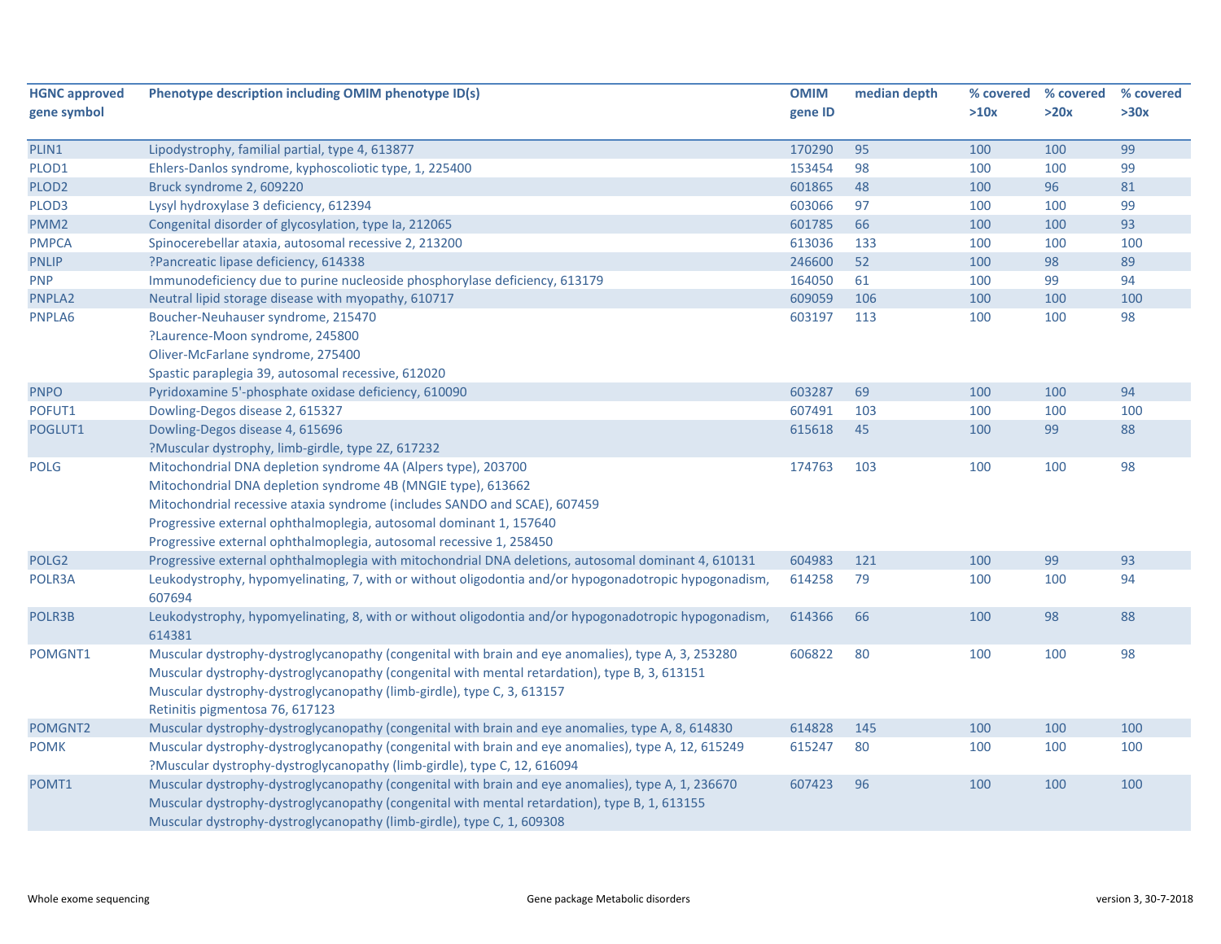| HGNC approved gene symbol | Phenotype description including OMIM phenotype ID(s) | OMIM gene ID | median depth | % covered >10x | % covered >20x | % covered >30x |
|---|---|---|---|---|---|---|
| PLIN1 | Lipodystrophy, familial partial, type 4, 613877 | 170290 | 95 | 100 | 100 | 99 |
| PLOD1 | Ehlers-Danlos syndrome, kyphoscoliotic type, 1, 225400 | 153454 | 98 | 100 | 100 | 99 |
| PLOD2 | Bruck syndrome 2, 609220 | 601865 | 48 | 100 | 96 | 81 |
| PLOD3 | Lysyl hydroxylase 3 deficiency, 612394 | 603066 | 97 | 100 | 100 | 99 |
| PMM2 | Congenital disorder of glycosylation, type Ia, 212065 | 601785 | 66 | 100 | 100 | 93 |
| PMPCA | Spinocerebellar ataxia, autosomal recessive 2, 213200 | 613036 | 133 | 100 | 100 | 100 |
| PNLIP | ?Pancreatic lipase deficiency, 614338 | 246600 | 52 | 100 | 98 | 89 |
| PNP | Immunodeficiency due to purine nucleoside phosphorylase deficiency, 613179 | 164050 | 61 | 100 | 99 | 94 |
| PNPLA2 | Neutral lipid storage disease with myopathy, 610717 | 609059 | 106 | 100 | 100 | 100 |
| PNPLA6 | Boucher-Neuhauser syndrome, 215470<br>?Laurence-Moon syndrome, 245800<br>Oliver-McFarlane syndrome, 275400<br>Spastic paraplegia 39, autosomal recessive, 612020 | 603197 | 113 | 100 | 100 | 98 |
| PNPO | Pyridoxamine 5'-phosphate oxidase deficiency, 610090 | 603287 | 69 | 100 | 100 | 94 |
| POFUT1 | Dowling-Degos disease 2, 615327 | 607491 | 103 | 100 | 100 | 100 |
| POGLUT1 | Dowling-Degos disease 4, 615696<br>?Muscular dystrophy, limb-girdle, type 2Z, 617232 | 615618 | 45 | 100 | 99 | 88 |
| POLG | Mitochondrial DNA depletion syndrome 4A (Alpers type), 203700<br>Mitochondrial DNA depletion syndrome 4B (MNGIE type), 613662<br>Mitochondrial recessive ataxia syndrome (includes SANDO and SCAE), 607459<br>Progressive external ophthalmoplegia, autosomal dominant 1, 157640<br>Progressive external ophthalmoplegia, autosomal recessive 1, 258450 | 174763 | 103 | 100 | 100 | 98 |
| POLG2 | Progressive external ophthalmoplegia with mitochondrial DNA deletions, autosomal dominant 4, 610131 | 604983 | 121 | 100 | 99 | 93 |
| POLR3A | Leukodystrophy, hypomyelinating, 7, with or without oligodontia and/or hypogonadotropic hypogonadism, 607694 | 614258 | 79 | 100 | 100 | 94 |
| POLR3B | Leukodystrophy, hypomyelinating, 8, with or without oligodontia and/or hypogonadotropic hypogonadism, 614381 | 614366 | 66 | 100 | 98 | 88 |
| POMGNT1 | Muscular dystrophy-dystroglycanopathy (congenital with brain and eye anomalies), type A, 3, 253280<br>Muscular dystrophy-dystroglycanopathy (congenital with mental retardation), type B, 3, 613151<br>Muscular dystrophy-dystroglycanopathy (limb-girdle), type C, 3, 613157<br>Retinitis pigmentosa 76, 617123 | 606822 | 80 | 100 | 100 | 98 |
| POMGNT2 | Muscular dystrophy-dystroglycanopathy (congenital with brain and eye anomalies, type A, 8, 614830 | 614828 | 145 | 100 | 100 | 100 |
| POMK | Muscular dystrophy-dystroglycanopathy (congenital with brain and eye anomalies), type A, 12, 615249<br>?Muscular dystrophy-dystroglycanopathy (limb-girdle), type C, 12, 616094 | 615247 | 80 | 100 | 100 | 100 |
| POMT1 | Muscular dystrophy-dystroglycanopathy (congenital with brain and eye anomalies), type A, 1, 236670<br>Muscular dystrophy-dystroglycanopathy (congenital with mental retardation), type B, 1, 613155<br>Muscular dystrophy-dystroglycanopathy (limb-girdle), type C, 1, 609308 | 607423 | 96 | 100 | 100 | 100 |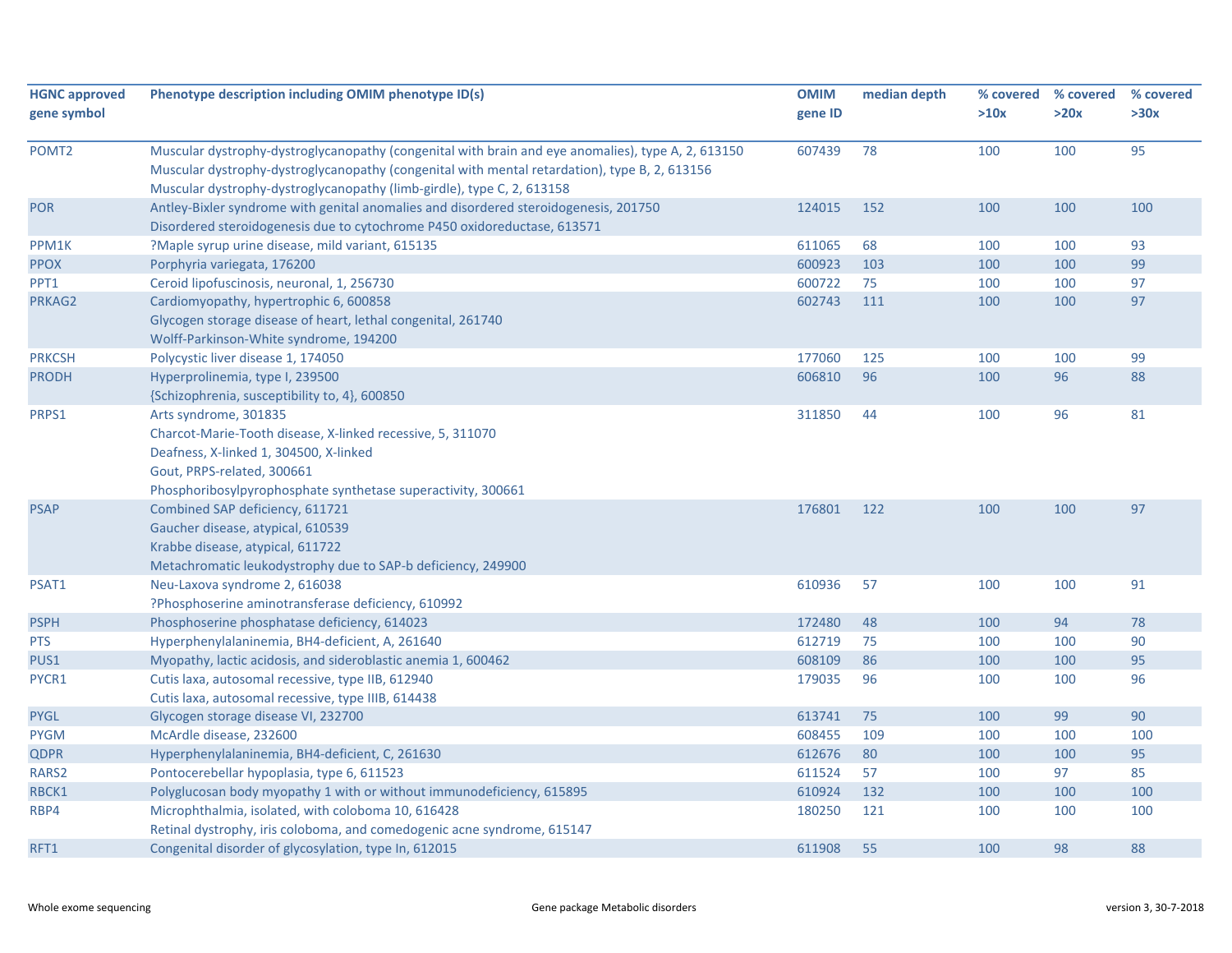| HGNC approved gene symbol | Phenotype description including OMIM phenotype ID(s) | OMIM gene ID | median depth | % covered >10x | % covered >20x | % covered >30x |
|---|---|---|---|---|---|---|
| POMT2 | Muscular dystrophy-dystroglycanopathy (congenital with brain and eye anomalies), type A, 2, 613150<br>Muscular dystrophy-dystroglycanopathy (congenital with mental retardation), type B, 2, 613156<br>Muscular dystrophy-dystroglycanopathy (limb-girdle), type C, 2, 613158 | 607439 | 78 | 100 | 100 | 95 |
| POR | Antley-Bixler syndrome with genital anomalies and disordered steroidogenesis, 201750<br>Disordered steroidogenesis due to cytochrome P450 oxidoreductase, 613571 | 124015 | 152 | 100 | 100 | 100 |
| PPM1K | ?Maple syrup urine disease, mild variant, 615135 | 611065 | 68 | 100 | 100 | 93 |
| PPOX | Porphyria variegata, 176200 | 600923 | 103 | 100 | 100 | 99 |
| PPT1 | Ceroid lipofuscinosis, neuronal, 1, 256730 | 600722 | 75 | 100 | 100 | 97 |
| PRKAG2 | Cardiomyopathy, hypertrophic 6, 600858<br>Glycogen storage disease of heart, lethal congenital, 261740<br>Wolff-Parkinson-White syndrome, 194200 | 602743 | 111 | 100 | 100 | 97 |
| PRKCSH | Polycystic liver disease 1, 174050 | 177060 | 125 | 100 | 100 | 99 |
| PRODH | Hyperprolinemia, type I, 239500<br>{Schizophrenia, susceptibility to, 4}, 600850 | 606810 | 96 | 100 | 96 | 88 |
| PRPS1 | Arts syndrome, 301835<br>Charcot-Marie-Tooth disease, X-linked recessive, 5, 311070<br>Deafness, X-linked 1, 304500, X-linked<br>Gout, PRPS-related, 300661<br>Phosphoribosylpyrophosphate synthetase superactivity, 300661 | 311850 | 44 | 100 | 96 | 81 |
| PSAP | Combined SAP deficiency, 611721<br>Gaucher disease, atypical, 610539<br>Krabbe disease, atypical, 611722<br>Metachromatic leukodystrophy due to SAP-b deficiency, 249900 | 176801 | 122 | 100 | 100 | 97 |
| PSAT1 | Neu-Laxova syndrome 2, 616038<br>?Phosphoserine aminotransferase deficiency, 610992 | 610936 | 57 | 100 | 100 | 91 |
| PSPH | Phosphoserine phosphatase deficiency, 614023 | 172480 | 48 | 100 | 94 | 78 |
| PTS | Hyperphenylalaninemia, BH4-deficient, A, 261640 | 612719 | 75 | 100 | 100 | 90 |
| PUS1 | Myopathy, lactic acidosis, and sideroblastic anemia 1, 600462 | 608109 | 86 | 100 | 100 | 95 |
| PYCR1 | Cutis laxa, autosomal recessive, type IIB, 612940<br>Cutis laxa, autosomal recessive, type IIIB, 614438 | 179035 | 96 | 100 | 100 | 96 |
| PYGL | Glycogen storage disease VI, 232700 | 613741 | 75 | 100 | 99 | 90 |
| PYGM | McArdle disease, 232600 | 608455 | 109 | 100 | 100 | 100 |
| QDPR | Hyperphenylalaninemia, BH4-deficient, C, 261630 | 612676 | 80 | 100 | 100 | 95 |
| RARS2 | Pontocerebellar hypoplasia, type 6, 611523 | 611524 | 57 | 100 | 97 | 85 |
| RBCK1 | Polyglucosan body myopathy 1 with or without immunodeficiency, 615895 | 610924 | 132 | 100 | 100 | 100 |
| RBP4 | Microphthalmia, isolated, with coloboma 10, 616428<br>Retinal dystrophy, iris coloboma, and comedogenic acne syndrome, 615147 | 180250 | 121 | 100 | 100 | 100 |
| RFT1 | Congenital disorder of glycosylation, type In, 612015 | 611908 | 55 | 100 | 98 | 88 |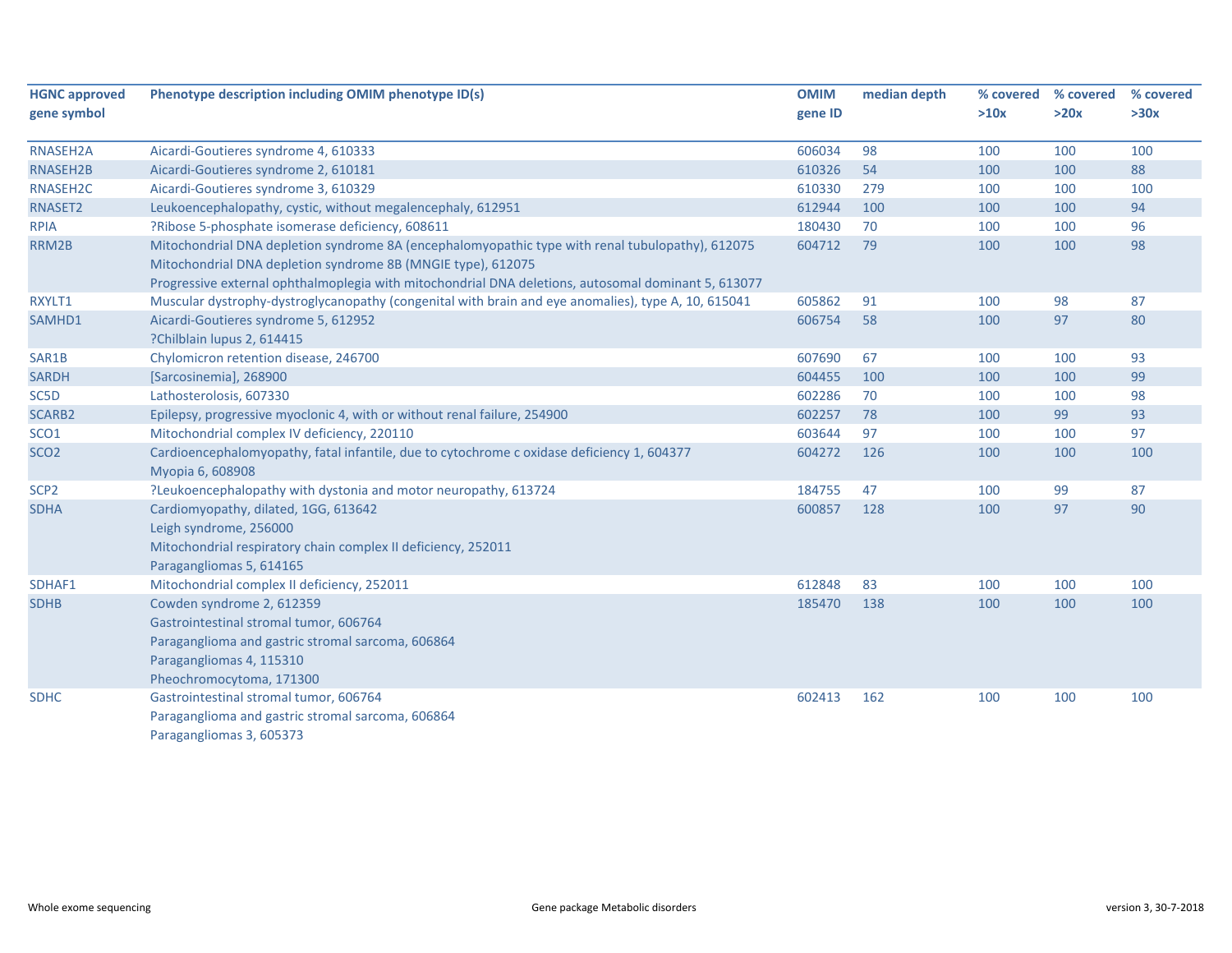| HGNC approved gene symbol | Phenotype description including OMIM phenotype ID(s) | OMIM gene ID | median depth | % covered >10x | % covered >20x | % covered >30x |
|---|---|---|---|---|---|---|
| RNASEH2A | Aicardi-Goutieres syndrome 4, 610333 | 606034 | 98 | 100 | 100 | 100 |
| RNASEH2B | Aicardi-Goutieres syndrome 2, 610181 | 610326 | 54 | 100 | 100 | 88 |
| RNASEH2C | Aicardi-Goutieres syndrome 3, 610329 | 610330 | 279 | 100 | 100 | 100 |
| RNASET2 | Leukoencephalopathy, cystic, without megalencephaly, 612951 | 612944 | 100 | 100 | 100 | 94 |
| RPIA | ?Ribose 5-phosphate isomerase deficiency, 608611 | 180430 | 70 | 100 | 100 | 96 |
| RRM2B | Mitochondrial DNA depletion syndrome 8A (encephalomyopathic type with renal tubulopathy), 612075<br>Mitochondrial DNA depletion syndrome 8B (MNGIE type), 612075<br>Progressive external ophthalmoplegia with mitochondrial DNA deletions, autosomal dominant 5, 613077 | 604712 | 79 | 100 | 100 | 98 |
| RXYLT1 | Muscular dystrophy-dystroglycanopathy (congenital with brain and eye anomalies), type A, 10, 615041 | 605862 | 91 | 100 | 98 | 87 |
| SAMHD1 | Aicardi-Goutieres syndrome 5, 612952<br>?Chilblain lupus 2, 614415 | 606754 | 58 | 100 | 97 | 80 |
| SAR1B | Chylomicron retention disease, 246700 | 607690 | 67 | 100 | 100 | 93 |
| SARDH | [Sarcosinemia], 268900 | 604455 | 100 | 100 | 100 | 99 |
| SC5D | Lathosterolosis, 607330 | 602286 | 70 | 100 | 100 | 98 |
| SCARB2 | Epilepsy, progressive myoclonic 4, with or without renal failure, 254900 | 602257 | 78 | 100 | 99 | 93 |
| SCO1 | Mitochondrial complex IV deficiency, 220110 | 603644 | 97 | 100 | 100 | 97 |
| SCO2 | Cardioencephalomyopathy, fatal infantile, due to cytochrome c oxidase deficiency 1, 604377<br>Myopia 6, 608908 | 604272 | 126 | 100 | 100 | 100 |
| SCP2 | ?Leukoencephalopathy with dystonia and motor neuropathy, 613724 | 184755 | 47 | 100 | 99 | 87 |
| SDHA | Cardiomyopathy, dilated, 1GG, 613642<br>Leigh syndrome, 256000<br>Mitochondrial respiratory chain complex II deficiency, 252011<br>Paragangliomas 5, 614165 | 600857 | 128 | 100 | 97 | 90 |
| SDHAF1 | Mitochondrial complex II deficiency, 252011 | 612848 | 83 | 100 | 100 | 100 |
| SDHB | Cowden syndrome 2, 612359<br>Gastrointestinal stromal tumor, 606764<br>Paraganglioma and gastric stromal sarcoma, 606864<br>Paragangliomas 4, 115310<br>Pheochromocytoma, 171300 | 185470 | 138 | 100 | 100 | 100 |
| SDHC | Gastrointestinal stromal tumor, 606764<br>Paraganglioma and gastric stromal sarcoma, 606864<br>Paragangliomas 3, 605373 | 602413 | 162 | 100 | 100 | 100 |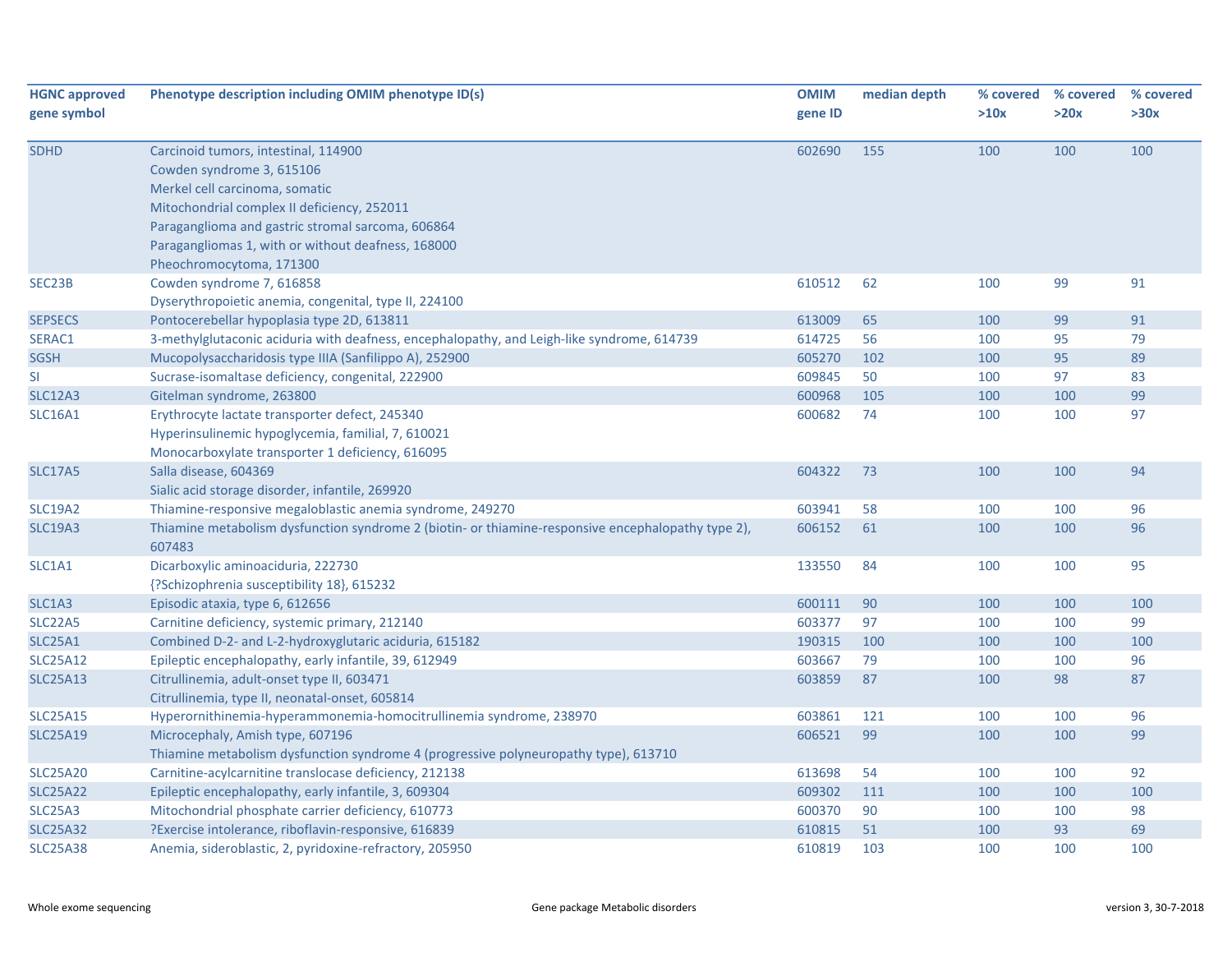| HGNC approved gene symbol | Phenotype description including OMIM phenotype ID(s) | OMIM gene ID | median depth | % covered >10x | % covered >20x | % covered >30x |
|---|---|---|---|---|---|---|
| SDHD | Carcinoid tumors, intestinal, 114900<br>Cowden syndrome 3, 615106<br>Merkel cell carcinoma, somatic<br>Mitochondrial complex II deficiency, 252011<br>Paraganglioma and gastric stromal sarcoma, 606864<br>Paragangliomas 1, with or without deafness, 168000<br>Pheochromocytoma, 171300 | 602690 | 155 | 100 | 100 | 100 |
| SEC23B | Cowden syndrome 7, 616858<br>Dyserythropoietic anemia, congenital, type II, 224100 | 610512 | 62 | 100 | 99 | 91 |
| SEPSECS | Pontocerebellar hypoplasia type 2D, 613811 | 613009 | 65 | 100 | 99 | 91 |
| SERAC1 | 3-methylglutaconic aciduria with deafness, encephalopathy, and Leigh-like syndrome, 614739 | 614725 | 56 | 100 | 95 | 79 |
| SGSH | Mucopolysaccharidosis type IIIA (Sanfilippo A), 252900 | 605270 | 102 | 100 | 95 | 89 |
| SI | Sucrase-isomaltase deficiency, congenital, 222900 | 609845 | 50 | 100 | 97 | 83 |
| SLC12A3 | Gitelman syndrome, 263800 | 600968 | 105 | 100 | 100 | 99 |
| SLC16A1 | Erythrocyte lactate transporter defect, 245340<br>Hyperinsulinemic hypoglycemia, familial, 7, 610021<br>Monocarboxylate transporter 1 deficiency, 616095 | 600682 | 74 | 100 | 100 | 97 |
| SLC17A5 | Salla disease, 604369<br>Sialic acid storage disorder, infantile, 269920 | 604322 | 73 | 100 | 100 | 94 |
| SLC19A2 | Thiamine-responsive megaloblastic anemia syndrome, 249270 | 603941 | 58 | 100 | 100 | 96 |
| SLC19A3 | Thiamine metabolism dysfunction syndrome 2 (biotin- or thiamine-responsive encephalopathy type 2), 607483 | 606152 | 61 | 100 | 100 | 96 |
| SLC1A1 | Dicarboxylic aminoaciduria, 222730<br>{?Schizophrenia susceptibility 18}, 615232 | 133550 | 84 | 100 | 100 | 95 |
| SLC1A3 | Episodic ataxia, type 6, 612656 | 600111 | 90 | 100 | 100 | 100 |
| SLC22A5 | Carnitine deficiency, systemic primary, 212140 | 603377 | 97 | 100 | 100 | 99 |
| SLC25A1 | Combined D-2- and L-2-hydroxyglutaric aciduria, 615182 | 190315 | 100 | 100 | 100 | 100 |
| SLC25A12 | Epileptic encephalopathy, early infantile, 39, 612949 | 603667 | 79 | 100 | 100 | 96 |
| SLC25A13 | Citrullinemia, adult-onset type II, 603471<br>Citrullinemia, type II, neonatal-onset, 605814 | 603859 | 87 | 100 | 98 | 87 |
| SLC25A15 | Hyperornithinemia-hyperammonemia-homocitrullinemia syndrome, 238970 | 603861 | 121 | 100 | 100 | 96 |
| SLC25A19 | Microcephaly, Amish type, 607196<br>Thiamine metabolism dysfunction syndrome 4 (progressive polyneuropathy type), 613710 | 606521 | 99 | 100 | 100 | 99 |
| SLC25A20 | Carnitine-acylcarnitine translocase deficiency, 212138 | 613698 | 54 | 100 | 100 | 92 |
| SLC25A22 | Epileptic encephalopathy, early infantile, 3, 609304 | 609302 | 111 | 100 | 100 | 100 |
| SLC25A3 | Mitochondrial phosphate carrier deficiency, 610773 | 600370 | 90 | 100 | 100 | 98 |
| SLC25A32 | ?Exercise intolerance, riboflavin-responsive, 616839 | 610815 | 51 | 100 | 93 | 69 |
| SLC25A38 | Anemia, sideroblastic, 2, pyridoxine-refractory, 205950 | 610819 | 103 | 100 | 100 | 100 |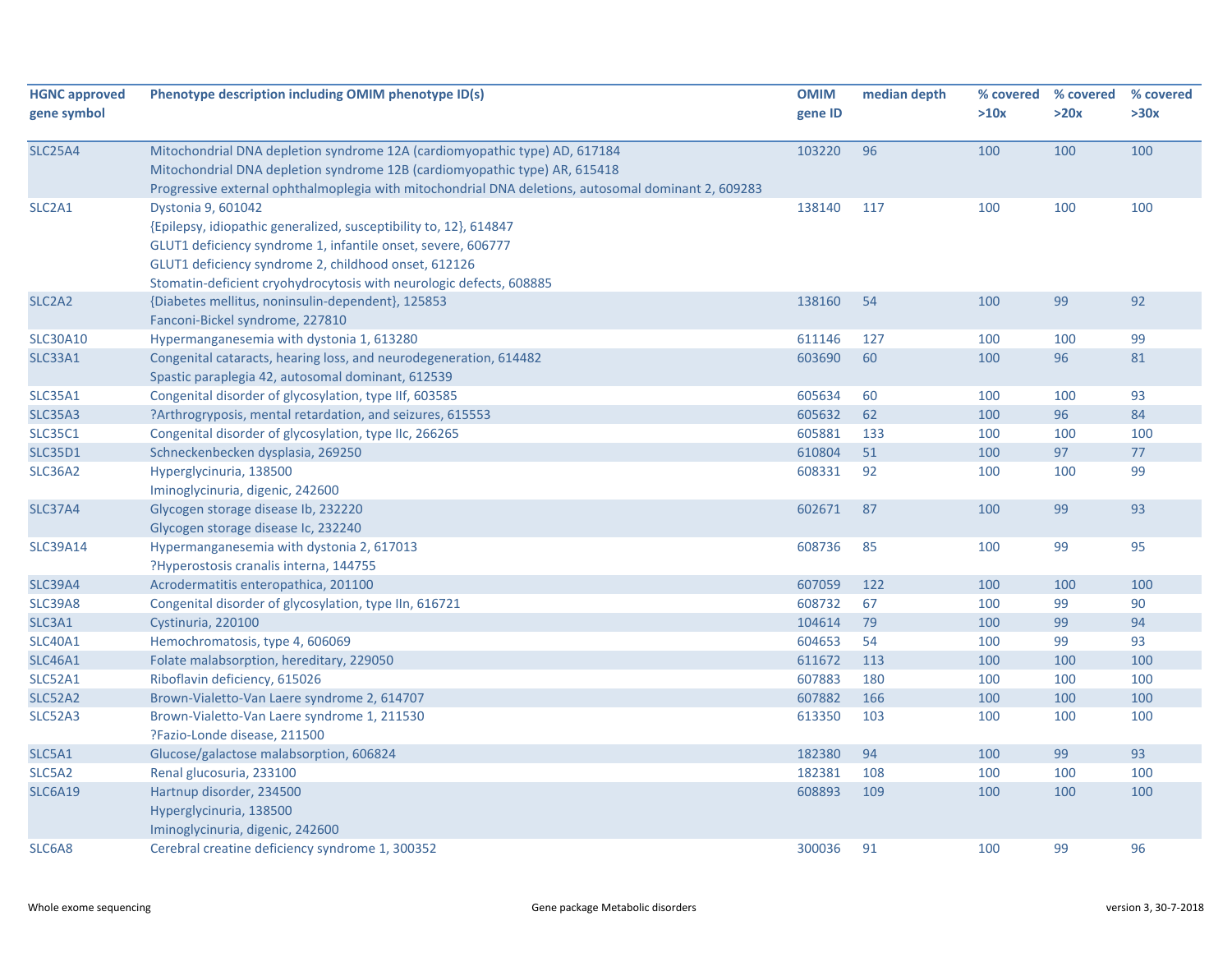| HGNC approved gene symbol | Phenotype description including OMIM phenotype ID(s) | OMIM gene ID | median depth | % covered >10x | % covered >20x | % covered >30x |
|---|---|---|---|---|---|---|
| SLC25A4 | Mitochondrial DNA depletion syndrome 12A (cardiomyopathic type) AD, 617184<br>Mitochondrial DNA depletion syndrome 12B (cardiomyopathic type) AR, 615418<br>Progressive external ophthalmoplegia with mitochondrial DNA deletions, autosomal dominant 2, 609283 | 103220 | 96 | 100 | 100 | 100 |
| SLC2A1 | Dystonia 9, 601042<br>{Epilepsy, idiopathic generalized, susceptibility to, 12}, 614847<br>GLUT1 deficiency syndrome 1, infantile onset, severe, 606777<br>GLUT1 deficiency syndrome 2, childhood onset, 612126<br>Stomatin-deficient cryohydrocytosis with neurologic defects, 608885 | 138140 | 117 | 100 | 100 | 100 |
| SLC2A2 | {Diabetes mellitus, noninsulin-dependent}, 125853<br>Fanconi-Bickel syndrome, 227810 | 138160 | 54 | 100 | 99 | 92 |
| SLC30A10 | Hypermanganesemia with dystonia 1, 613280 | 611146 | 127 | 100 | 100 | 99 |
| SLC33A1 | Congenital cataracts, hearing loss, and neurodegeneration, 614482<br>Spastic paraplegia 42, autosomal dominant, 612539 | 603690 | 60 | 100 | 96 | 81 |
| SLC35A1 | Congenital disorder of glycosylation, type IIf, 603585 | 605634 | 60 | 100 | 100 | 93 |
| SLC35A3 | ?Arthrogryposis, mental retardation, and seizures, 615553 | 605632 | 62 | 100 | 96 | 84 |
| SLC35C1 | Congenital disorder of glycosylation, type IIc, 266265 | 605881 | 133 | 100 | 100 | 100 |
| SLC35D1 | Schneckenbecken dysplasia, 269250 | 610804 | 51 | 100 | 97 | 77 |
| SLC36A2 | Hyperglycinuria, 138500<br>Iminoglycinuria, digenic, 242600 | 608331 | 92 | 100 | 100 | 99 |
| SLC37A4 | Glycogen storage disease Ib, 232220<br>Glycogen storage disease Ic, 232240 | 602671 | 87 | 100 | 99 | 93 |
| SLC39A14 | Hypermanganesemia with dystonia 2, 617013<br>?Hyperostosis cranalis interna, 144755 | 608736 | 85 | 100 | 99 | 95 |
| SLC39A4 | Acrodermatitis enteropathica, 201100 | 607059 | 122 | 100 | 100 | 100 |
| SLC39A8 | Congenital disorder of glycosylation, type IIn, 616721 | 608732 | 67 | 100 | 99 | 90 |
| SLC3A1 | Cystinuria, 220100 | 104614 | 79 | 100 | 99 | 94 |
| SLC40A1 | Hemochromatosis, type 4, 606069 | 604653 | 54 | 100 | 99 | 93 |
| SLC46A1 | Folate malabsorption, hereditary, 229050 | 611672 | 113 | 100 | 100 | 100 |
| SLC52A1 | Riboflavin deficiency, 615026 | 607883 | 180 | 100 | 100 | 100 |
| SLC52A2 | Brown-Vialetto-Van Laere syndrome 2, 614707 | 607882 | 166 | 100 | 100 | 100 |
| SLC52A3 | Brown-Vialetto-Van Laere syndrome 1, 211530<br>?Fazio-Londe disease, 211500 | 613350 | 103 | 100 | 100 | 100 |
| SLC5A1 | Glucose/galactose malabsorption, 606824 | 182380 | 94 | 100 | 99 | 93 |
| SLC5A2 | Renal glucosuria, 233100 | 182381 | 108 | 100 | 100 | 100 |
| SLC6A19 | Hartnup disorder, 234500<br>Hyperglycinuria, 138500<br>Iminoglycinuria, digenic, 242600 | 608893 | 109 | 100 | 100 | 100 |
| SLC6A8 | Cerebral creatine deficiency syndrome 1, 300352 | 300036 | 91 | 100 | 99 | 96 |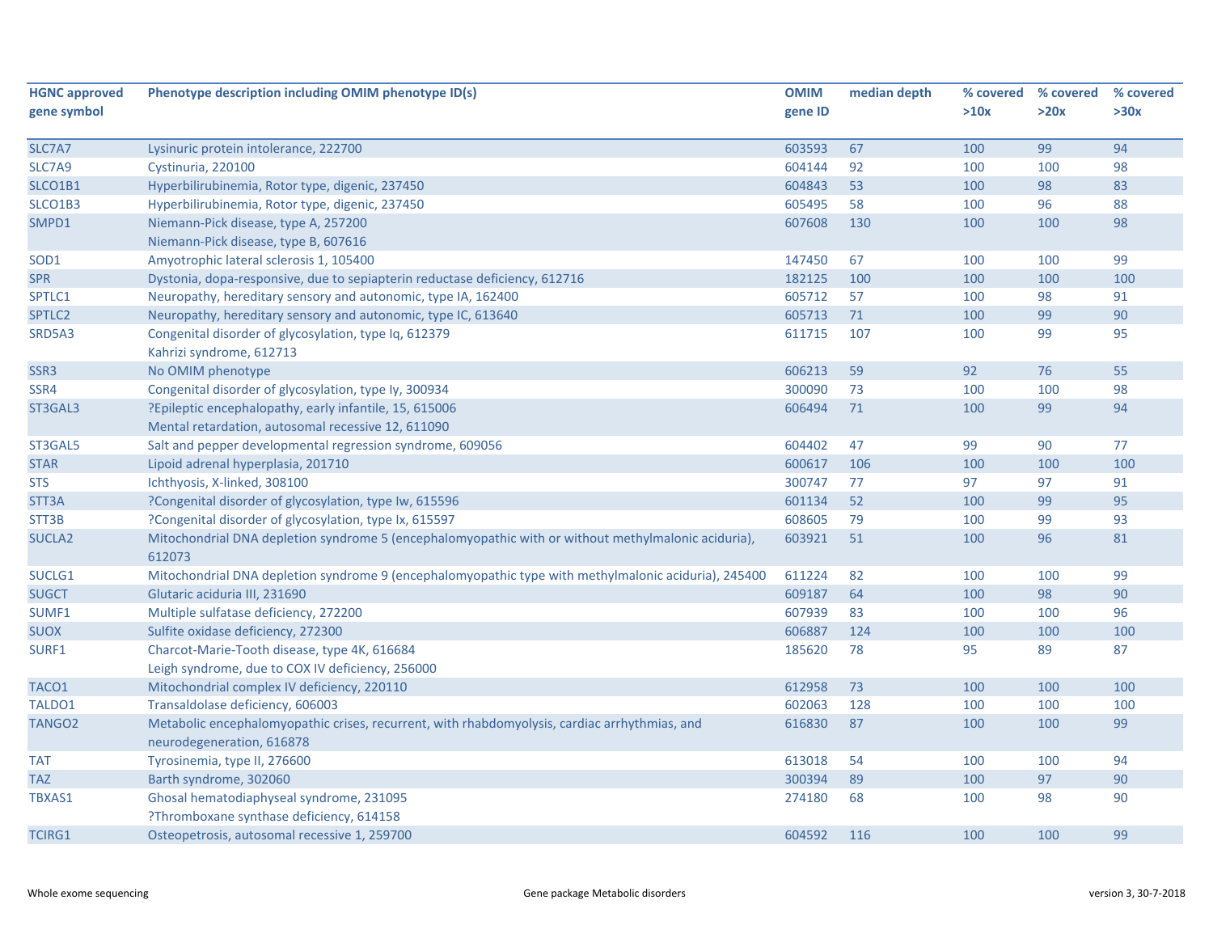| HGNC approved gene symbol | Phenotype description including OMIM phenotype ID(s) | OMIM gene ID | median depth | % covered >10x | % covered >20x | % covered >30x |
|---|---|---|---|---|---|---|
| SLC7A7 | Lysinuric protein intolerance, 222700 | 603593 | 67 | 100 | 99 | 94 |
| SLC7A9 | Cystinuria, 220100 | 604144 | 92 | 100 | 100 | 98 |
| SLCO1B1 | Hyperbilirubinemia, Rotor type, digenic, 237450 | 604843 | 53 | 100 | 98 | 83 |
| SLCO1B3 | Hyperbilirubinemia, Rotor type, digenic, 237450 | 605495 | 58 | 100 | 96 | 88 |
| SMPD1 | Niemann-Pick disease, type A, 257200<br>Niemann-Pick disease, type B, 607616 | 607608 | 130 | 100 | 100 | 98 |
| SOD1 | Amyotrophic lateral sclerosis 1, 105400 | 147450 | 67 | 100 | 100 | 99 |
| SPR | Dystonia, dopa-responsive, due to sepiapterin reductase deficiency, 612716 | 182125 | 100 | 100 | 100 | 100 |
| SPTLC1 | Neuropathy, hereditary sensory and autonomic, type IA, 162400 | 605712 | 57 | 100 | 98 | 91 |
| SPTLC2 | Neuropathy, hereditary sensory and autonomic, type IC, 613640 | 605713 | 71 | 100 | 99 | 90 |
| SRD5A3 | Congenital disorder of glycosylation, type Iq, 612379<br>Kahrizi syndrome, 612713 | 611715 | 107 | 100 | 99 | 95 |
| SSR3 | No OMIM phenotype | 606213 | 59 | 92 | 76 | 55 |
| SSR4 | Congenital disorder of glycosylation, type Iy, 300934 | 300090 | 73 | 100 | 100 | 98 |
| ST3GAL3 | ?Epileptic encephalopathy, early infantile, 15, 615006<br>Mental retardation, autosomal recessive 12, 611090 | 606494 | 71 | 100 | 99 | 94 |
| ST3GAL5 | Salt and pepper developmental regression syndrome, 609056 | 604402 | 47 | 99 | 90 | 77 |
| STAR | Lipoid adrenal hyperplasia, 201710 | 600617 | 106 | 100 | 100 | 100 |
| STS | Ichthyosis, X-linked, 308100 | 300747 | 77 | 97 | 97 | 91 |
| STT3A | ?Congenital disorder of glycosylation, type Iw, 615596 | 601134 | 52 | 100 | 99 | 95 |
| STT3B | ?Congenital disorder of glycosylation, type Ix, 615597 | 608605 | 79 | 100 | 99 | 93 |
| SUCLA2 | Mitochondrial DNA depletion syndrome 5 (encephalomyopathic with or without methylmalonic aciduria), 612073 | 603921 | 51 | 100 | 96 | 81 |
| SUCLG1 | Mitochondrial DNA depletion syndrome 9 (encephalomyopathic type with methylmalonic aciduria), 245400 | 611224 | 82 | 100 | 100 | 99 |
| SUGCT | Glutaric aciduria III, 231690 | 609187 | 64 | 100 | 98 | 90 |
| SUMF1 | Multiple sulfatase deficiency, 272200 | 607939 | 83 | 100 | 100 | 96 |
| SUOX | Sulfite oxidase deficiency, 272300 | 606887 | 124 | 100 | 100 | 100 |
| SURF1 | Charcot-Marie-Tooth disease, type 4K, 616684<br>Leigh syndrome, due to COX IV deficiency, 256000 | 185620 | 78 | 95 | 89 | 87 |
| TACO1 | Mitochondrial complex IV deficiency, 220110 | 612958 | 73 | 100 | 100 | 100 |
| TALDO1 | Transaldolase deficiency, 606003 | 602063 | 128 | 100 | 100 | 100 |
| TANGO2 | Metabolic encephalomyopathic crises, recurrent, with rhabdomyolysis, cardiac arrhythmias, and neurodegeneration, 616878 | 616830 | 87 | 100 | 100 | 99 |
| TAT | Tyrosinemia, type II, 276600 | 613018 | 54 | 100 | 100 | 94 |
| TAZ | Barth syndrome, 302060 | 300394 | 89 | 100 | 97 | 90 |
| TBXAS1 | Ghosal hematodiaphyseal syndrome, 231095<br>?Thromboxane synthase deficiency, 614158 | 274180 | 68 | 100 | 98 | 90 |
| TCIRG1 | Osteopetrosis, autosomal recessive 1, 259700 | 604592 | 116 | 100 | 100 | 99 |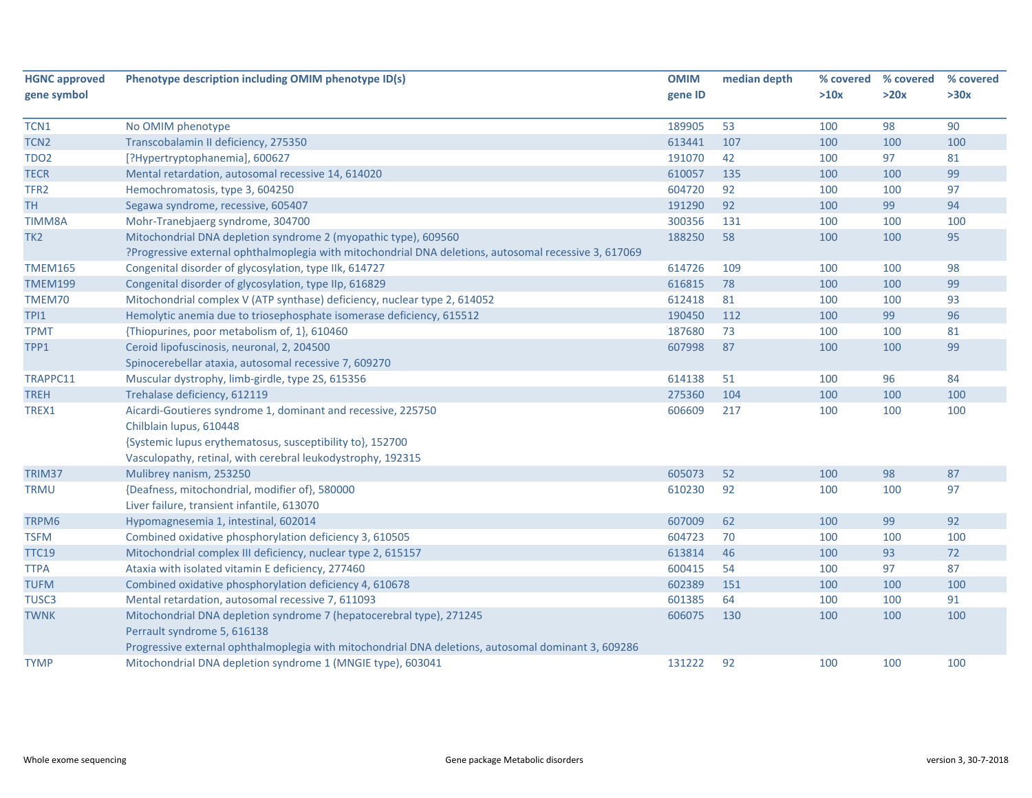| HGNC approved gene symbol | Phenotype description including OMIM phenotype ID(s) | OMIM gene ID | median depth | % covered >10x | % covered >20x | % covered >30x |
|---|---|---|---|---|---|---|
| TCN1 | No OMIM phenotype | 189905 | 53 | 100 | 98 | 90 |
| TCN2 | Transcobalamin II deficiency, 275350 | 613441 | 107 | 100 | 100 | 100 |
| TDO2 | [?Hypertryptophanemia], 600627 | 191070 | 42 | 100 | 97 | 81 |
| TECR | Mental retardation, autosomal recessive 14, 614020 | 610057 | 135 | 100 | 100 | 99 |
| TFR2 | Hemochromatosis, type 3, 604250 | 604720 | 92 | 100 | 100 | 97 |
| TH | Segawa syndrome, recessive, 605407 | 191290 | 92 | 100 | 99 | 94 |
| TIMM8A | Mohr-Tranebjaerg syndrome, 304700 | 300356 | 131 | 100 | 100 | 100 |
| TK2 | Mitochondrial DNA depletion syndrome 2 (myopathic type), 609560<br>?Progressive external ophthalmoplegia with mitochondrial DNA deletions, autosomal recessive 3, 617069 | 188250 | 58 | 100 | 100 | 95 |
| TMEM165 | Congenital disorder of glycosylation, type IIk, 614727 | 614726 | 109 | 100 | 100 | 98 |
| TMEM199 | Congenital disorder of glycosylation, type IIp, 616829 | 616815 | 78 | 100 | 100 | 99 |
| TMEM70 | Mitochondrial complex V (ATP synthase) deficiency, nuclear type 2, 614052 | 612418 | 81 | 100 | 100 | 93 |
| TPI1 | Hemolytic anemia due to triosephosphate isomerase deficiency, 615512 | 190450 | 112 | 100 | 99 | 96 |
| TPMT | {Thiopurines, poor metabolism of, 1}, 610460 | 187680 | 73 | 100 | 100 | 81 |
| TPP1 | Ceroid lipofuscinosis, neuronal, 2, 204500<br>Spinocerebellar ataxia, autosomal recessive 7, 609270 | 607998 | 87 | 100 | 100 | 99 |
| TRAPPC11 | Muscular dystrophy, limb-girdle, type 2S, 615356 | 614138 | 51 | 100 | 96 | 84 |
| TREH | Trehalase deficiency, 612119 | 275360 | 104 | 100 | 100 | 100 |
| TREX1 | Aicardi-Goutieres syndrome 1, dominant and recessive, 225750<br>Chilblain lupus, 610448<br>{Systemic lupus erythematosus, susceptibility to}, 152700<br>Vasculopathy, retinal, with cerebral leukodystrophy, 192315 | 606609 | 217 | 100 | 100 | 100 |
| TRIM37 | Mulibrey nanism, 253250 | 605073 | 52 | 100 | 98 | 87 |
| TRMU | {Deafness, mitochondrial, modifier of}, 580000<br>Liver failure, transient infantile, 613070 | 610230 | 92 | 100 | 100 | 97 |
| TRPM6 | Hypomagnesemia 1, intestinal, 602014 | 607009 | 62 | 100 | 99 | 92 |
| TSFM | Combined oxidative phosphorylation deficiency 3, 610505 | 604723 | 70 | 100 | 100 | 100 |
| TTC19 | Mitochondrial complex III deficiency, nuclear type 2, 615157 | 613814 | 46 | 100 | 93 | 72 |
| TTPA | Ataxia with isolated vitamin E deficiency, 277460 | 600415 | 54 | 100 | 97 | 87 |
| TUFM | Combined oxidative phosphorylation deficiency 4, 610678 | 602389 | 151 | 100 | 100 | 100 |
| TUSC3 | Mental retardation, autosomal recessive 7, 611093 | 601385 | 64 | 100 | 100 | 91 |
| TWNK | Mitochondrial DNA depletion syndrome 7 (hepatocerebral type), 271245<br>Perrault syndrome 5, 616138<br>Progressive external ophthalmoplegia with mitochondrial DNA deletions, autosomal dominant 3, 609286 | 606075 | 130 | 100 | 100 | 100 |
| TYMP | Mitochondrial DNA depletion syndrome 1 (MNGIE type), 603041 | 131222 | 92 | 100 | 100 | 100 |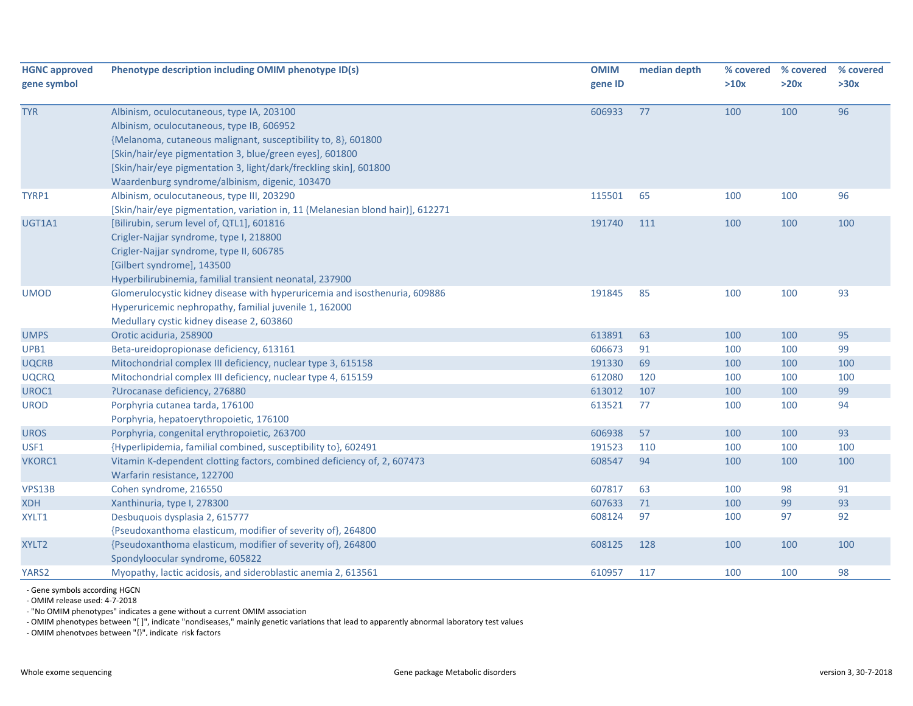| HGNC approved gene symbol | Phenotype description including OMIM phenotype ID(s) | OMIM gene ID | median depth | % covered >10x | % covered >20x | % covered >30x |
|---|---|---|---|---|---|---|
| TYR | Albinism, oculocutaneous, type IA, 203100<br>Albinism, oculocutaneous, type IB, 606952<br>{Melanoma, cutaneous malignant, susceptibility to, 8}, 601800<br>[Skin/hair/eye pigmentation 3, blue/green eyes], 601800<br>[Skin/hair/eye pigmentation 3, light/dark/freckling skin], 601800<br>Waardenburg syndrome/albinism, digenic, 103470 | 606933 | 77 | 100 | 100 | 96 |
| TYRP1 | Albinism, oculocutaneous, type III, 203290<br>[Skin/hair/eye pigmentation, variation in, 11 (Melanesian blond hair)], 612271 | 115501 | 65 | 100 | 100 | 96 |
| UGT1A1 | [Bilirubin, serum level of, QTL1], 601816<br>Crigler-Najjar syndrome, type I, 218800<br>Crigler-Najjar syndrome, type II, 606785<br>[Gilbert syndrome], 143500<br>Hyperbilirubinemia, familial transient neonatal, 237900 | 191740 | 111 | 100 | 100 | 100 |
| UMOD | Glomerulocystic kidney disease with hyperuricemia and isosthenuria, 609886<br>Hyperuricemic nephropathy, familial juvenile 1, 162000<br>Medullary cystic kidney disease 2, 603860 | 191845 | 85 | 100 | 100 | 93 |
| UMPS | Orotic aciduria, 258900 | 613891 | 63 | 100 | 100 | 95 |
| UPB1 | Beta-ureidopropionase deficiency, 613161 | 606673 | 91 | 100 | 100 | 99 |
| UQCRB | Mitochondrial complex III deficiency, nuclear type 3, 615158 | 191330 | 69 | 100 | 100 | 100 |
| UQCRQ | Mitochondrial complex III deficiency, nuclear type 4, 615159 | 612080 | 120 | 100 | 100 | 100 |
| UROC1 | ?Urocanase deficiency, 276880 | 613012 | 107 | 100 | 100 | 99 |
| UROD | Porphyria cutanea tarda, 176100<br>Porphyria, hepatoerythropoietic, 176100 | 613521 | 77 | 100 | 100 | 94 |
| UROS | Porphyria, congenital erythropoietic, 263700 | 606938 | 57 | 100 | 100 | 93 |
| USF1 | {Hyperlipidemia, familial combined, susceptibility to}, 602491 | 191523 | 110 | 100 | 100 | 100 |
| VKORC1 | Vitamin K-dependent clotting factors, combined deficiency of, 2, 607473<br>Warfarin resistance, 122700 | 608547 | 94 | 100 | 100 | 100 |
| VPS13B | Cohen syndrome, 216550 | 607817 | 63 | 100 | 98 | 91 |
| XDH | Xanthinuria, type I, 278300 | 607633 | 71 | 100 | 99 | 93 |
| XYLT1 | Desbuquois dysplasia 2, 615777<br>{Pseudoxanthoma elasticum, modifier of severity of}, 264800 | 608124 | 97 | 100 | 97 | 92 |
| XYLT2 | {Pseudoxanthoma elasticum, modifier of severity of}, 264800<br>Spondyloocular syndrome, 605822 | 608125 | 128 | 100 | 100 | 100 |
| YARS2 | Myopathy, lactic acidosis, and sideroblastic anemia 2, 613561 | 610957 | 117 | 100 | 100 | 98 |

- Gene symbols according HGCN
- OMIM release used: 4-7-2018
- "No OMIM phenotypes" indicates a gene without a current OMIM association
- OMIM phenotypes between "[ ]", indicate "nondiseases," mainly genetic variations that lead to apparently abnormal laboratory test values
- OMIM phenotypes between "{}", indicate risk factors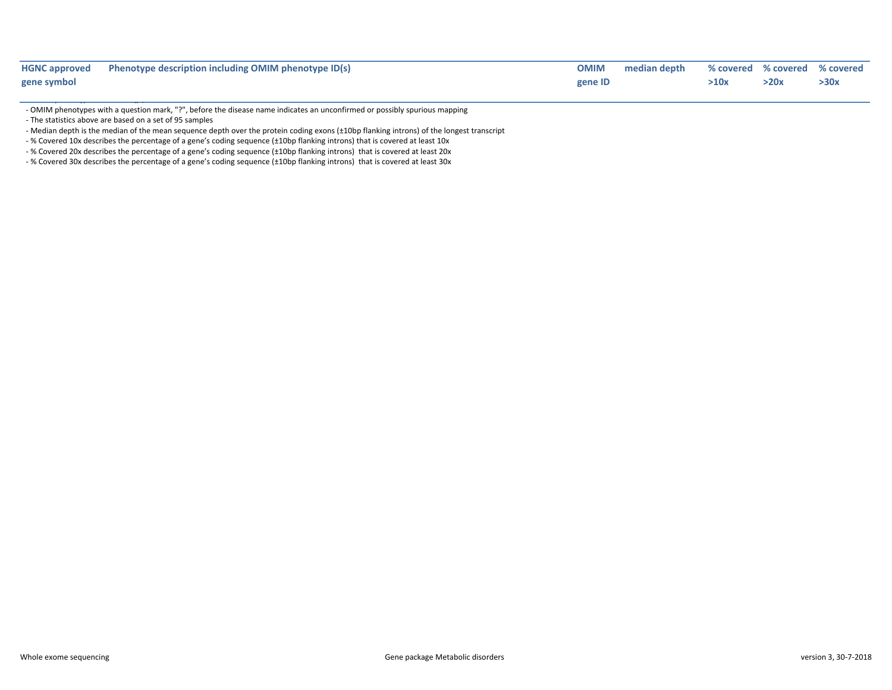| HGNC approved gene symbol | Phenotype description including OMIM phenotype ID(s) | OMIM gene ID | median depth | % covered >10x | % covered >20x | % covered >30x |
|---|---|---|---|---|---|---|

- OMIM phenotypes with a question mark, "?", before the disease name indicates an unconfirmed or possibly spurious mapping
- The statistics above are based on a set of 95 samples
- Median depth is the median of the mean sequence depth over the protein coding exons (±10bp flanking introns) of the longest transcript
- % Covered 10x describes the percentage of a gene's coding sequence (±10bp flanking introns) that is covered at least 10x
- % Covered 20x describes the percentage of a gene's coding sequence (±10bp flanking introns) that is covered at least 20x
- % Covered 30x describes the percentage of a gene's coding sequence (±10bp flanking introns) that is covered at least 30x